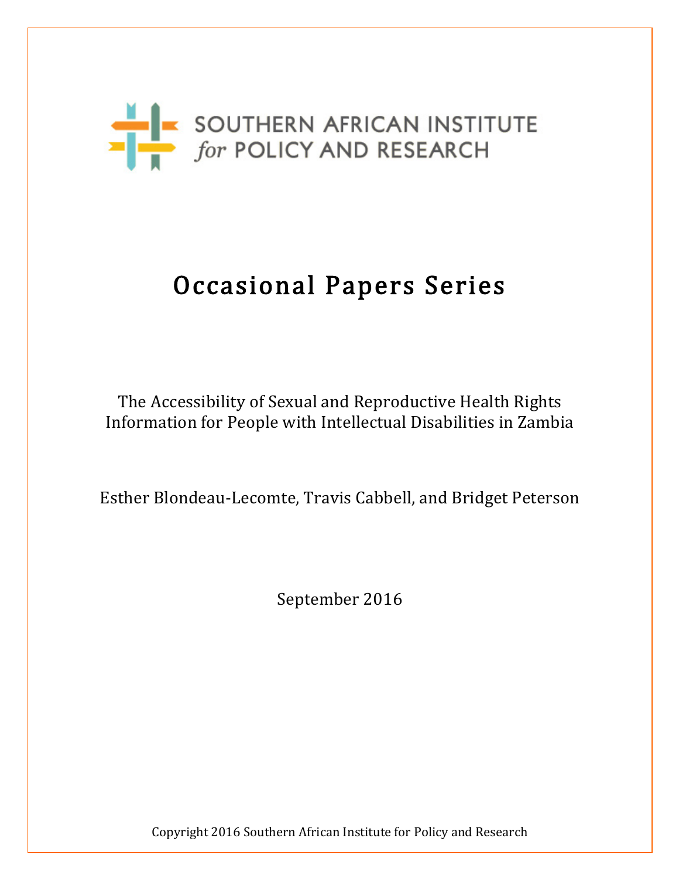SOUTHERN AFRICAN INSTITUTE
*for* POLICY AND RESEARCH

# Occasional Papers Series

The Accessibility of Sexual and Reproductive Health Rights Information for People with Intellectual Disabilities in Zambia

Esther Blondeau-Lecomte, Travis Cabbell, and Bridget Peterson

September 2016

Copyright 2016 Southern African Institute for Policy and Research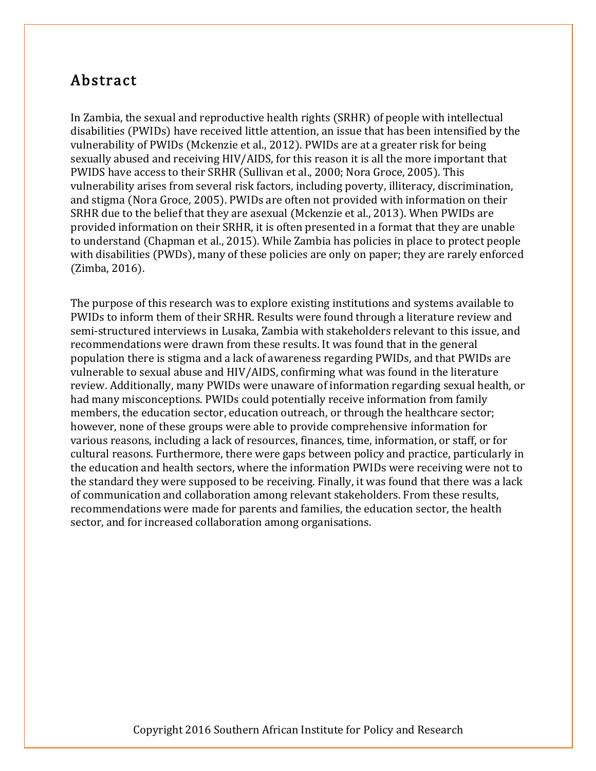# Abstract

In Zambia, the sexual and reproductive health rights (SRHR) of people with intellectual disabilities (PWIDs) have received little attention, an issue that has been intensified by the vulnerability of PWIDs (Mckenzie et al., 2012). PWIDs are at a greater risk for being sexually abused and receiving HIV/AIDS, for this reason it is all the more important that PWIDS have access to their SRHR (Sullivan et al., 2000; Nora Groce, 2005). This vulnerability arises from several risk factors, including poverty, illiteracy, discrimination, and stigma (Nora Groce, 2005). PWIDs are often not provided with information on their SRHR due to the belief that they are asexual (Mckenzie et al., 2013). When PWIDs are provided information on their SRHR, it is often presented in a format that they are unable to understand (Chapman et al., 2015). While Zambia has policies in place to protect people with disabilities (PWDs), many of these policies are only on paper; they are rarely enforced (Zimba, 2016).

The purpose of this research was to explore existing institutions and systems available to PWIDs to inform them of their SRHR. Results were found through a literature review and semi-structured interviews in Lusaka, Zambia with stakeholders relevant to this issue, and recommendations were drawn from these results. It was found that in the general population there is stigma and a lack of awareness regarding PWIDs, and that PWIDs are vulnerable to sexual abuse and HIV/AIDS, confirming what was found in the literature review. Additionally, many PWIDs were unaware of information regarding sexual health, or had many misconceptions. PWIDs could potentially receive information from family members, the education sector, education outreach, or through the healthcare sector; however, none of these groups were able to provide comprehensive information for various reasons, including a lack of resources, finances, time, information, or staff, or for cultural reasons. Furthermore, there were gaps between policy and practice, particularly in the education and health sectors, where the information PWIDs were receiving were not to the standard they were supposed to be receiving. Finally, it was found that there was a lack of communication and collaboration among relevant stakeholders. From these results, recommendations were made for parents and families, the education sector, the health sector, and for increased collaboration among organisations.

Copyright 2016 Southern African Institute for Policy and Research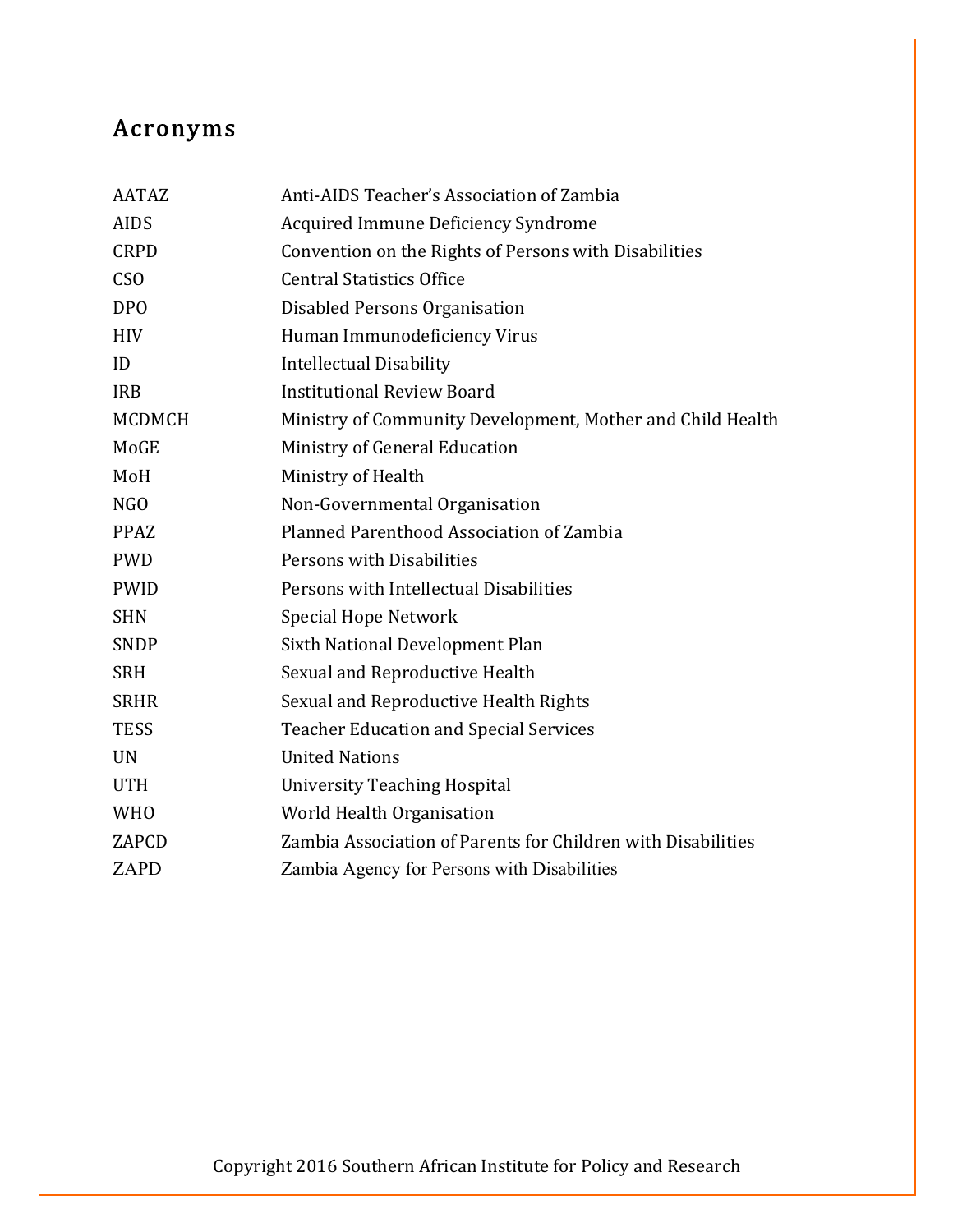## Acronyms

| | |
|---|---|
| AATAZ | Anti-AIDS Teacher's Association of Zambia |
| AIDS | Acquired Immune Deficiency Syndrome |
| CRPD | Convention on the Rights of Persons with Disabilities |
| CSO | Central Statistics Office |
| DPO | Disabled Persons Organisation |
| HIV | Human Immunodeficiency Virus |
| ID | Intellectual Disability |
| IRB | Institutional Review Board |
| MCDMCH | Ministry of Community Development, Mother and Child Health |
| MoGE | Ministry of General Education |
| MoH | Ministry of Health |
| NGO | Non-Governmental Organisation |
| PPAZ | Planned Parenthood Association of Zambia |
| PWD | Persons with Disabilities |
| PWID | Persons with Intellectual Disabilities |
| SHN | Special Hope Network |
| SNDP | Sixth National Development Plan |
| SRH | Sexual and Reproductive Health |
| SRHR | Sexual and Reproductive Health Rights |
| TESS | Teacher Education and Special Services |
| UN | United Nations |
| UTH | University Teaching Hospital |
| WHO | World Health Organisation |
| ZAPCD | Zambia Association of Parents for Children with Disabilities |
| ZAPD | Zambia Agency for Persons with Disabilities |

Copyright 2016 Southern African Institute for Policy and Research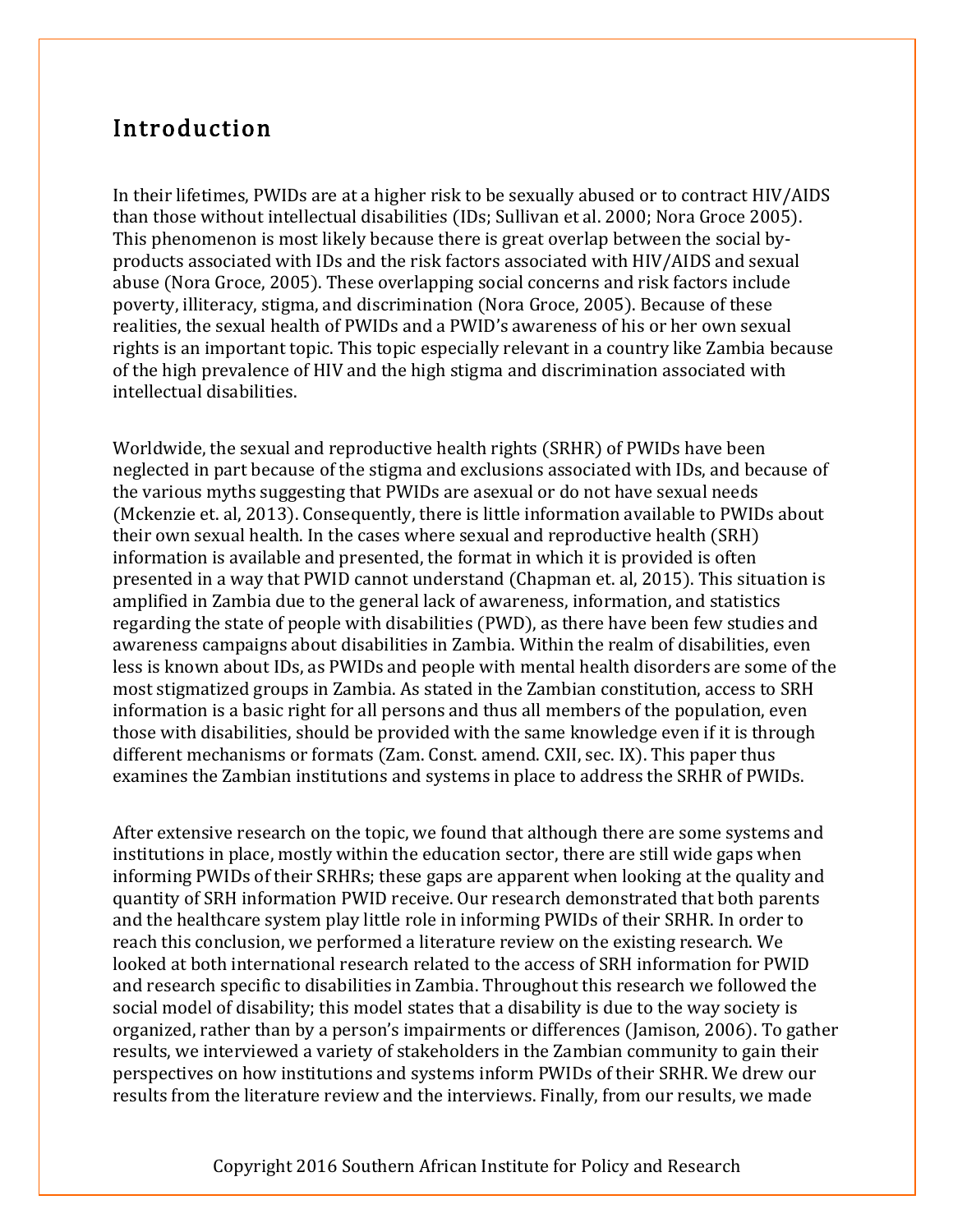## Introduction

In their lifetimes, PWIDs are at a higher risk to be sexually abused or to contract HIV/AIDS than those without intellectual disabilities (IDs; Sullivan et al. 2000; Nora Groce 2005). This phenomenon is most likely because there is great overlap between the social by-products associated with IDs and the risk factors associated with HIV/AIDS and sexual abuse (Nora Groce, 2005). These overlapping social concerns and risk factors include poverty, illiteracy, stigma, and discrimination (Nora Groce, 2005). Because of these realities, the sexual health of PWIDs and a PWID's awareness of his or her own sexual rights is an important topic. This topic especially relevant in a country like Zambia because of the high prevalence of HIV and the high stigma and discrimination associated with intellectual disabilities.

Worldwide, the sexual and reproductive health rights (SRHR) of PWIDs have been neglected in part because of the stigma and exclusions associated with IDs, and because of the various myths suggesting that PWIDs are asexual or do not have sexual needs (Mckenzie et. al, 2013). Consequently, there is little information available to PWIDs about their own sexual health. In the cases where sexual and reproductive health (SRH) information is available and presented, the format in which it is provided is often presented in a way that PWID cannot understand (Chapman et. al, 2015). This situation is amplified in Zambia due to the general lack of awareness, information, and statistics regarding the state of people with disabilities (PWD), as there have been few studies and awareness campaigns about disabilities in Zambia. Within the realm of disabilities, even less is known about IDs, as PWIDs and people with mental health disorders are some of the most stigmatized groups in Zambia. As stated in the Zambian constitution, access to SRH information is a basic right for all persons and thus all members of the population, even those with disabilities, should be provided with the same knowledge even if it is through different mechanisms or formats (Zam. Const. amend. CXII, sec. IX). This paper thus examines the Zambian institutions and systems in place to address the SRHR of PWIDs.

After extensive research on the topic, we found that although there are some systems and institutions in place, mostly within the education sector, there are still wide gaps when informing PWIDs of their SRHRs; these gaps are apparent when looking at the quality and quantity of SRH information PWID receive. Our research demonstrated that both parents and the healthcare system play little role in informing PWIDs of their SRHR. In order to reach this conclusion, we performed a literature review on the existing research. We looked at both international research related to the access of SRH information for PWID and research specific to disabilities in Zambia. Throughout this research we followed the social model of disability; this model states that a disability is due to the way society is organized, rather than by a person's impairments or differences (Jamison, 2006). To gather results, we interviewed a variety of stakeholders in the Zambian community to gain their perspectives on how institutions and systems inform PWIDs of their SRHR. We drew our results from the literature review and the interviews. Finally, from our results, we made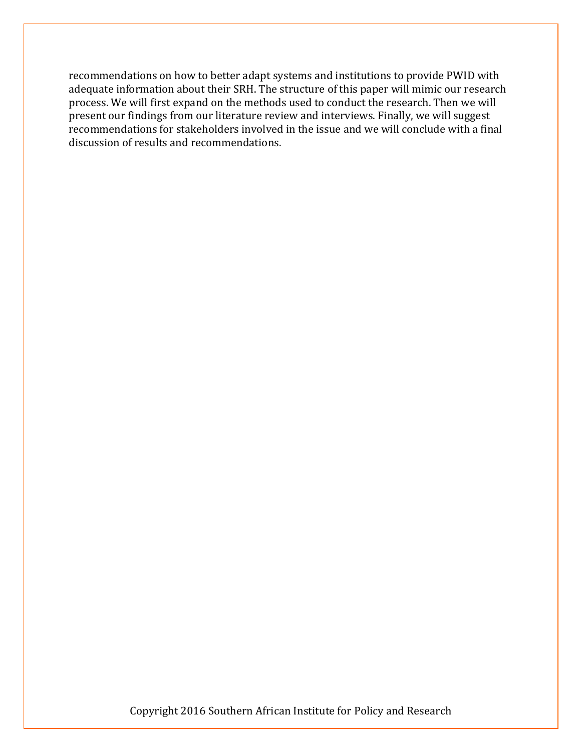recommendations on how to better adapt systems and institutions to provide PWID with adequate information about their SRH. The structure of this paper will mimic our research process. We will first expand on the methods used to conduct the research. Then we will present our findings from our literature review and interviews. Finally, we will suggest recommendations for stakeholders involved in the issue and we will conclude with a final discussion of results and recommendations.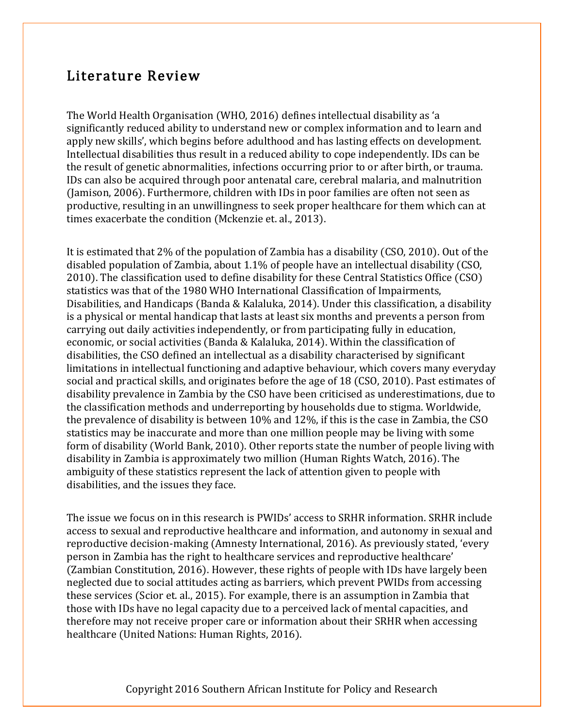## Literature Review

The World Health Organisation (WHO, 2016) defines intellectual disability as 'a significantly reduced ability to understand new or complex information and to learn and apply new skills', which begins before adulthood and has lasting effects on development. Intellectual disabilities thus result in a reduced ability to cope independently. IDs can be the result of genetic abnormalities, infections occurring prior to or after birth, or trauma. IDs can also be acquired through poor antenatal care, cerebral malaria, and malnutrition (Jamison, 2006). Furthermore, children with IDs in poor families are often not seen as productive, resulting in an unwillingness to seek proper healthcare for them which can at times exacerbate the condition (Mckenzie et. al., 2013).

It is estimated that 2% of the population of Zambia has a disability (CSO, 2010). Out of the disabled population of Zambia, about 1.1% of people have an intellectual disability (CSO, 2010). The classification used to define disability for these Central Statistics Office (CSO) statistics was that of the 1980 WHO International Classification of Impairments, Disabilities, and Handicaps (Banda & Kalaluka, 2014). Under this classification, a disability is a physical or mental handicap that lasts at least six months and prevents a person from carrying out daily activities independently, or from participating fully in education, economic, or social activities (Banda & Kalaluka, 2014). Within the classification of disabilities, the CSO defined an intellectual as a disability characterised by significant limitations in intellectual functioning and adaptive behaviour, which covers many everyday social and practical skills, and originates before the age of 18 (CSO, 2010). Past estimates of disability prevalence in Zambia by the CSO have been criticised as underestimations, due to the classification methods and underreporting by households due to stigma. Worldwide, the prevalence of disability is between 10% and 12%, if this is the case in Zambia, the CSO statistics may be inaccurate and more than one million people may be living with some form of disability (World Bank, 2010). Other reports state the number of people living with disability in Zambia is approximately two million (Human Rights Watch, 2016). The ambiguity of these statistics represent the lack of attention given to people with disabilities, and the issues they face.

The issue we focus on in this research is PWIDs' access to SRHR information. SRHR include access to sexual and reproductive healthcare and information, and autonomy in sexual and reproductive decision-making (Amnesty International, 2016). As previously stated, 'every person in Zambia has the right to healthcare services and reproductive healthcare' (Zambian Constitution, 2016). However, these rights of people with IDs have largely been neglected due to social attitudes acting as barriers, which prevent PWIDs from accessing these services (Scior et. al., 2015). For example, there is an assumption in Zambia that those with IDs have no legal capacity due to a perceived lack of mental capacities, and therefore may not receive proper care or information about their SRHR when accessing healthcare (United Nations: Human Rights, 2016).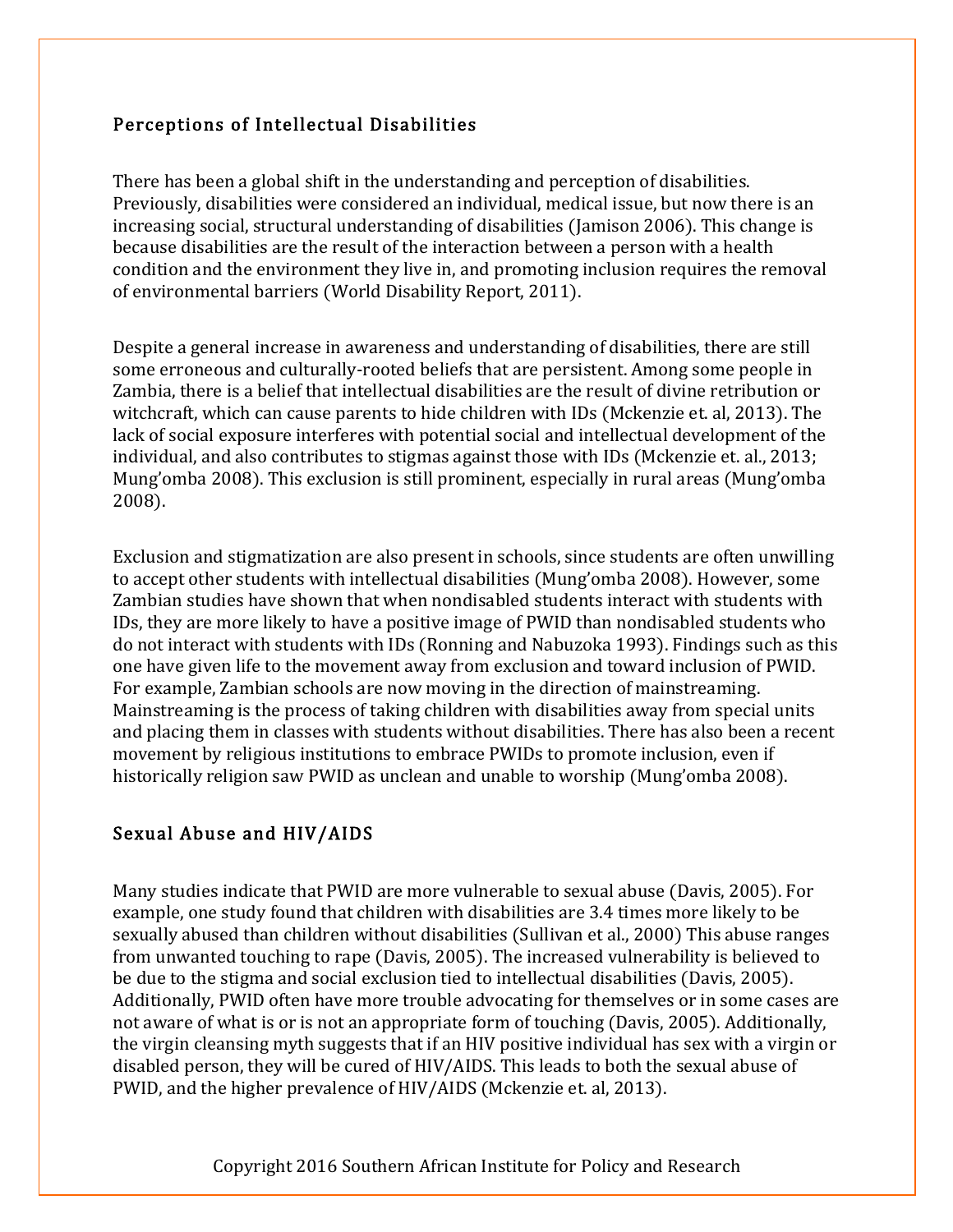## Perceptions of Intellectual Disabilities

There has been a global shift in the understanding and perception of disabilities. Previously, disabilities were considered an individual, medical issue, but now there is an increasing social, structural understanding of disabilities (Jamison 2006). This change is because disabilities are the result of the interaction between a person with a health condition and the environment they live in, and promoting inclusion requires the removal of environmental barriers (World Disability Report, 2011).

Despite a general increase in awareness and understanding of disabilities, there are still some erroneous and culturally-rooted beliefs that are persistent. Among some people in Zambia, there is a belief that intellectual disabilities are the result of divine retribution or witchcraft, which can cause parents to hide children with IDs (Mckenzie et. al, 2013). The lack of social exposure interferes with potential social and intellectual development of the individual, and also contributes to stigmas against those with IDs (Mckenzie et. al., 2013; Mung'omba 2008). This exclusion is still prominent, especially in rural areas (Mung'omba 2008).

Exclusion and stigmatization are also present in schools, since students are often unwilling to accept other students with intellectual disabilities (Mung'omba 2008). However, some Zambian studies have shown that when nondisabled students interact with students with IDs, they are more likely to have a positive image of PWID than nondisabled students who do not interact with students with IDs (Ronning and Nabuzoka 1993). Findings such as this one have given life to the movement away from exclusion and toward inclusion of PWID. For example, Zambian schools are now moving in the direction of mainstreaming. Mainstreaming is the process of taking children with disabilities away from special units and placing them in classes with students without disabilities. There has also been a recent movement by religious institutions to embrace PWIDs to promote inclusion, even if historically religion saw PWID as unclean and unable to worship (Mung'omba 2008).

## Sexual Abuse and HIV/AIDS

Many studies indicate that PWID are more vulnerable to sexual abuse (Davis, 2005). For example, one study found that children with disabilities are 3.4 times more likely to be sexually abused than children without disabilities (Sullivan et al., 2000) This abuse ranges from unwanted touching to rape (Davis, 2005). The increased vulnerability is believed to be due to the stigma and social exclusion tied to intellectual disabilities (Davis, 2005). Additionally, PWID often have more trouble advocating for themselves or in some cases are not aware of what is or is not an appropriate form of touching (Davis, 2005). Additionally, the virgin cleansing myth suggests that if an HIV positive individual has sex with a virgin or disabled person, they will be cured of HIV/AIDS. This leads to both the sexual abuse of PWID, and the higher prevalence of HIV/AIDS (Mckenzie et. al, 2013).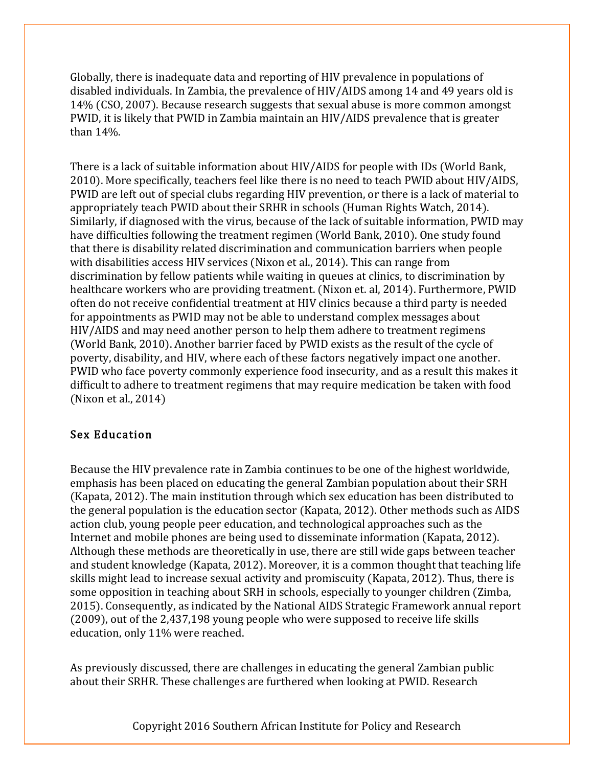Globally, there is inadequate data and reporting of HIV prevalence in populations of disabled individuals. In Zambia, the prevalence of HIV/AIDS among 14 and 49 years old is 14% (CSO, 2007). Because research suggests that sexual abuse is more common amongst PWID, it is likely that PWID in Zambia maintain an HIV/AIDS prevalence that is greater than 14%.

There is a lack of suitable information about HIV/AIDS for people with IDs (World Bank, 2010). More specifically, teachers feel like there is no need to teach PWID about HIV/AIDS, PWID are left out of special clubs regarding HIV prevention, or there is a lack of material to appropriately teach PWID about their SRHR in schools (Human Rights Watch, 2014). Similarly, if diagnosed with the virus, because of the lack of suitable information, PWID may have difficulties following the treatment regimen (World Bank, 2010). One study found that there is disability related discrimination and communication barriers when people with disabilities access HIV services (Nixon et al., 2014). This can range from discrimination by fellow patients while waiting in queues at clinics, to discrimination by healthcare workers who are providing treatment. (Nixon et. al, 2014). Furthermore, PWID often do not receive confidential treatment at HIV clinics because a third party is needed for appointments as PWID may not be able to understand complex messages about HIV/AIDS and may need another person to help them adhere to treatment regimens (World Bank, 2010). Another barrier faced by PWID exists as the result of the cycle of poverty, disability, and HIV, where each of these factors negatively impact one another. PWID who face poverty commonly experience food insecurity, and as a result this makes it difficult to adhere to treatment regimens that may require medication be taken with food (Nixon et al., 2014)

## Sex Education

Because the HIV prevalence rate in Zambia continues to be one of the highest worldwide, emphasis has been placed on educating the general Zambian population about their SRH (Kapata, 2012). The main institution through which sex education has been distributed to the general population is the education sector (Kapata, 2012). Other methods such as AIDS action club, young people peer education, and technological approaches such as the Internet and mobile phones are being used to disseminate information (Kapata, 2012). Although these methods are theoretically in use, there are still wide gaps between teacher and student knowledge (Kapata, 2012). Moreover, it is a common thought that teaching life skills might lead to increase sexual activity and promiscuity (Kapata, 2012). Thus, there is some opposition in teaching about SRH in schools, especially to younger children (Zimba, 2015). Consequently, as indicated by the National AIDS Strategic Framework annual report (2009), out of the 2,437,198 young people who were supposed to receive life skills education, only 11% were reached.

As previously discussed, there are challenges in educating the general Zambian public about their SRHR. These challenges are furthered when looking at PWID. Research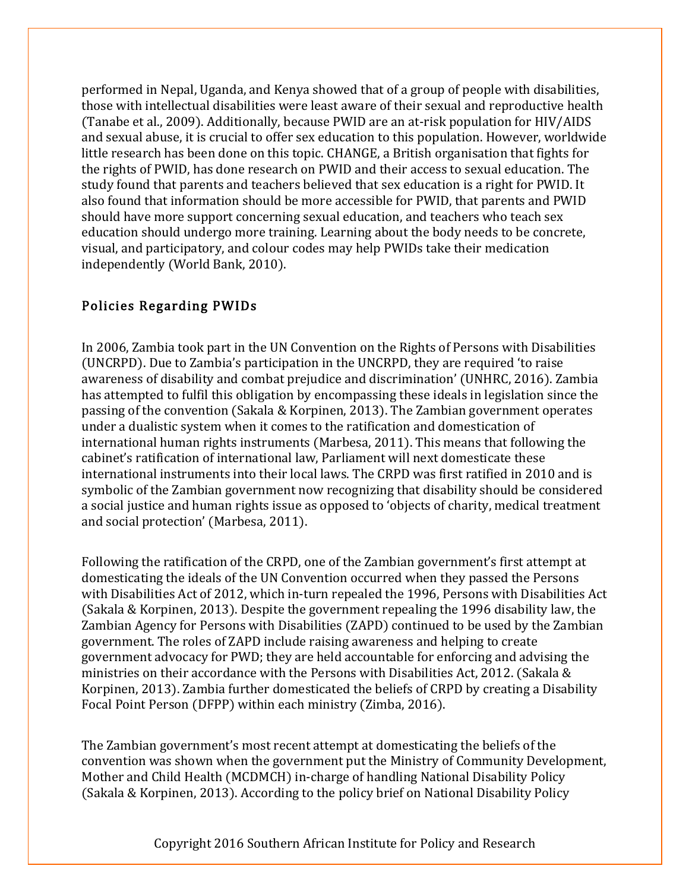performed in Nepal, Uganda, and Kenya showed that of a group of people with disabilities, those with intellectual disabilities were least aware of their sexual and reproductive health (Tanabe et al., 2009). Additionally, because PWID are an at-risk population for HIV/AIDS and sexual abuse, it is crucial to offer sex education to this population. However, worldwide little research has been done on this topic. CHANGE, a British organisation that fights for the rights of PWID, has done research on PWID and their access to sexual education. The study found that parents and teachers believed that sex education is a right for PWID. It also found that information should be more accessible for PWID, that parents and PWID should have more support concerning sexual education, and teachers who teach sex education should undergo more training. Learning about the body needs to be concrete, visual, and participatory, and colour codes may help PWIDs take their medication independently (World Bank, 2010).

## Policies Regarding PWIDs

In 2006, Zambia took part in the UN Convention on the Rights of Persons with Disabilities (UNCRPD). Due to Zambia's participation in the UNCRPD, they are required 'to raise awareness of disability and combat prejudice and discrimination' (UNHRC, 2016). Zambia has attempted to fulfil this obligation by encompassing these ideals in legislation since the passing of the convention (Sakala & Korpinen, 2013). The Zambian government operates under a dualistic system when it comes to the ratification and domestication of international human rights instruments (Marbesa, 2011). This means that following the cabinet's ratification of international law, Parliament will next domesticate these international instruments into their local laws. The CRPD was first ratified in 2010 and is symbolic of the Zambian government now recognizing that disability should be considered a social justice and human rights issue as opposed to 'objects of charity, medical treatment and social protection' (Marbesa, 2011).

Following the ratification of the CRPD, one of the Zambian government's first attempt at domesticating the ideals of the UN Convention occurred when they passed the Persons with Disabilities Act of 2012, which in-turn repealed the 1996, Persons with Disabilities Act (Sakala & Korpinen, 2013). Despite the government repealing the 1996 disability law, the Zambian Agency for Persons with Disabilities (ZAPD) continued to be used by the Zambian government. The roles of ZAPD include raising awareness and helping to create government advocacy for PWD; they are held accountable for enforcing and advising the ministries on their accordance with the Persons with Disabilities Act, 2012. (Sakala & Korpinen, 2013). Zambia further domesticated the beliefs of CRPD by creating a Disability Focal Point Person (DFPP) within each ministry (Zimba, 2016).

The Zambian government's most recent attempt at domesticating the beliefs of the convention was shown when the government put the Ministry of Community Development, Mother and Child Health (MCDMCH) in-charge of handling National Disability Policy (Sakala & Korpinen, 2013). According to the policy brief on National Disability Policy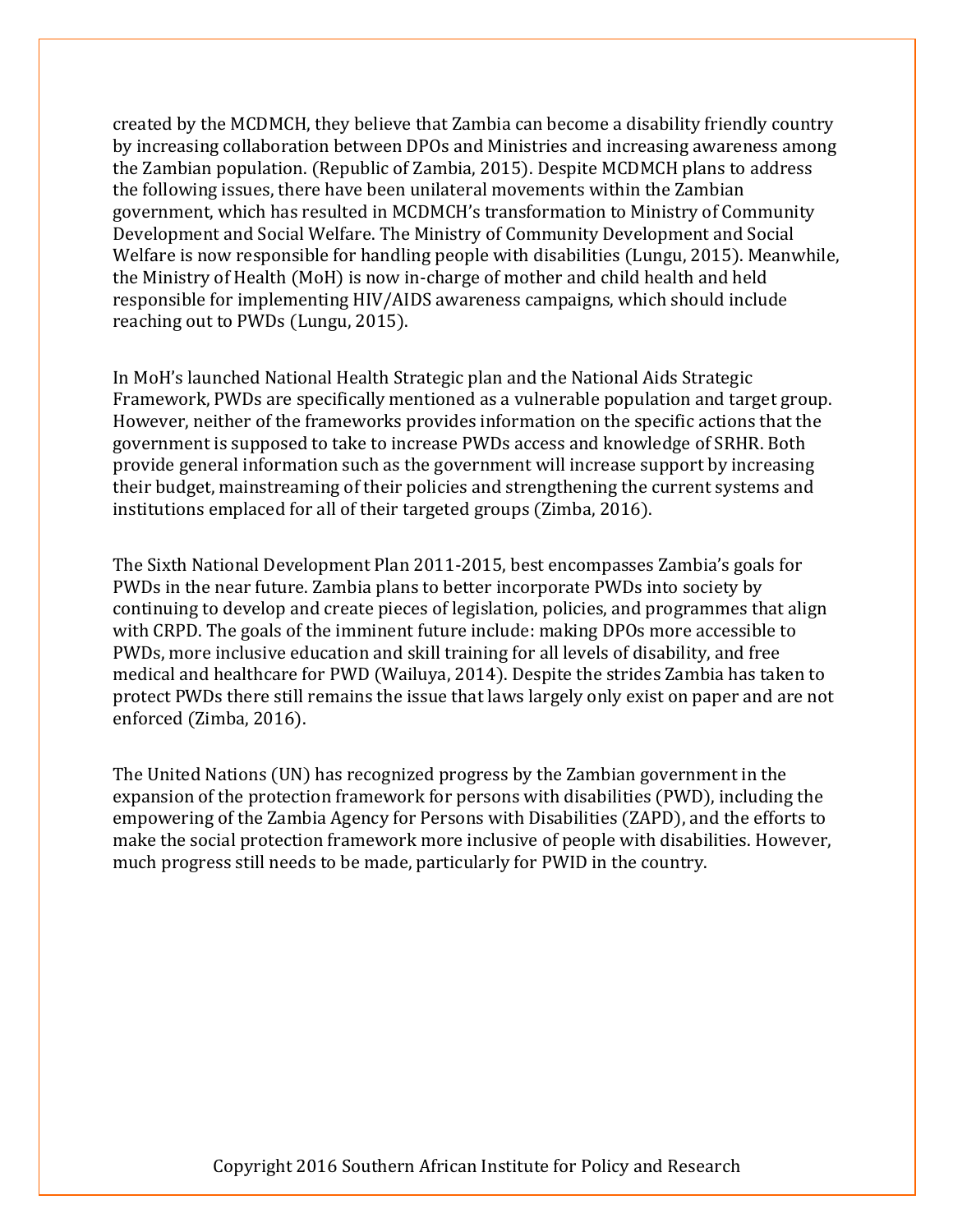created by the MCDMCH, they believe that Zambia can become a disability friendly country by increasing collaboration between DPOs and Ministries and increasing awareness among the Zambian population. (Republic of Zambia, 2015). Despite MCDMCH plans to address the following issues, there have been unilateral movements within the Zambian government, which has resulted in MCDMCH's transformation to Ministry of Community Development and Social Welfare. The Ministry of Community Development and Social Welfare is now responsible for handling people with disabilities (Lungu, 2015). Meanwhile, the Ministry of Health (MoH) is now in-charge of mother and child health and held responsible for implementing HIV/AIDS awareness campaigns, which should include reaching out to PWDs (Lungu, 2015).

In MoH's launched National Health Strategic plan and the National Aids Strategic Framework, PWDs are specifically mentioned as a vulnerable population and target group. However, neither of the frameworks provides information on the specific actions that the government is supposed to take to increase PWDs access and knowledge of SRHR. Both provide general information such as the government will increase support by increasing their budget, mainstreaming of their policies and strengthening the current systems and institutions emplaced for all of their targeted groups (Zimba, 2016).

The Sixth National Development Plan 2011-2015, best encompasses Zambia's goals for PWDs in the near future. Zambia plans to better incorporate PWDs into society by continuing to develop and create pieces of legislation, policies, and programmes that align with CRPD. The goals of the imminent future include: making DPOs more accessible to PWDs, more inclusive education and skill training for all levels of disability, and free medical and healthcare for PWD (Wailuya, 2014). Despite the strides Zambia has taken to protect PWDs there still remains the issue that laws largely only exist on paper and are not enforced (Zimba, 2016).

The United Nations (UN) has recognized progress by the Zambian government in the expansion of the protection framework for persons with disabilities (PWD), including the empowering of the Zambia Agency for Persons with Disabilities (ZAPD), and the efforts to make the social protection framework more inclusive of people with disabilities. However, much progress still needs to be made, particularly for PWID in the country.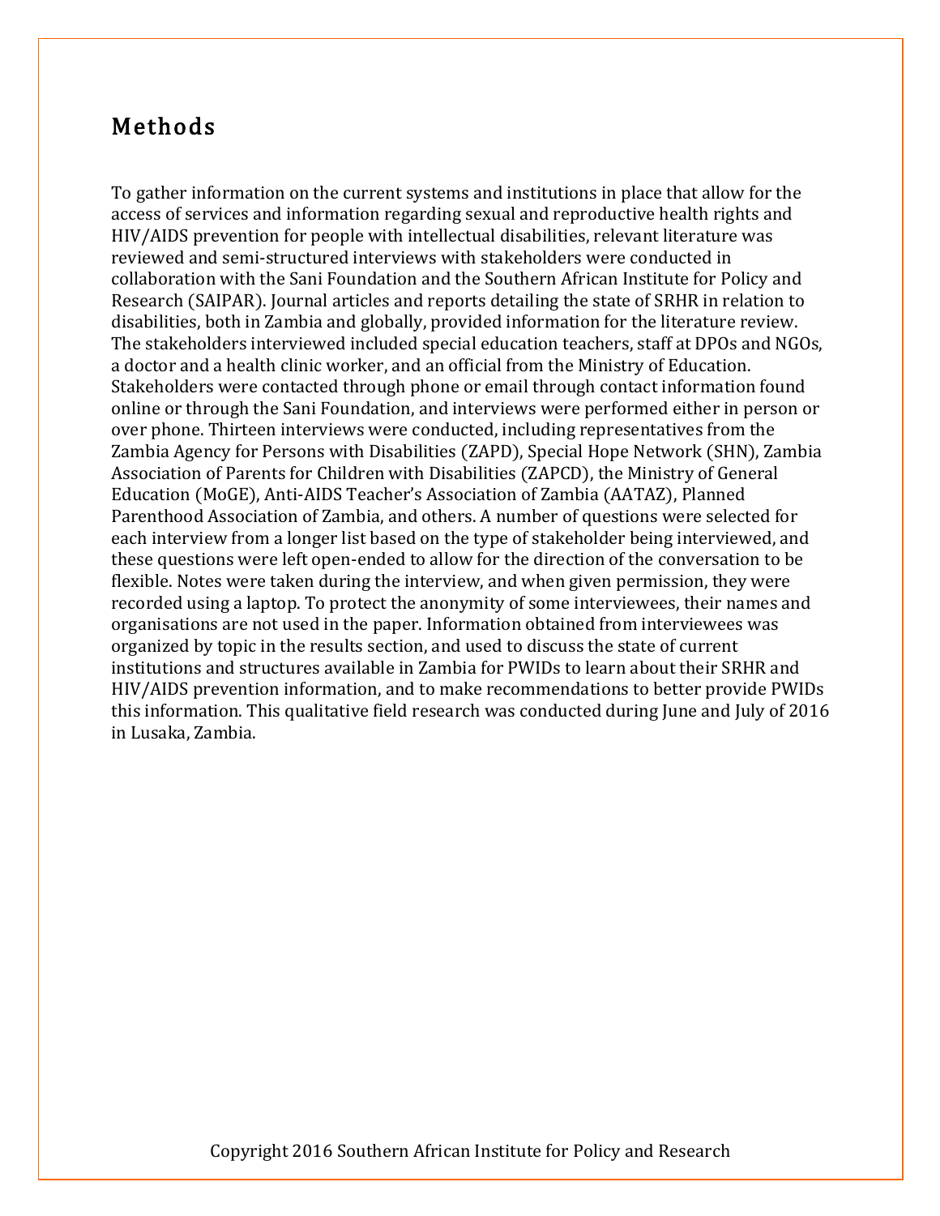## Methods

To gather information on the current systems and institutions in place that allow for the access of services and information regarding sexual and reproductive health rights and HIV/AIDS prevention for people with intellectual disabilities, relevant literature was reviewed and semi-structured interviews with stakeholders were conducted in collaboration with the Sani Foundation and the Southern African Institute for Policy and Research (SAIPAR). Journal articles and reports detailing the state of SRHR in relation to disabilities, both in Zambia and globally, provided information for the literature review. The stakeholders interviewed included special education teachers, staff at DPOs and NGOs, a doctor and a health clinic worker, and an official from the Ministry of Education. Stakeholders were contacted through phone or email through contact information found online or through the Sani Foundation, and interviews were performed either in person or over phone. Thirteen interviews were conducted, including representatives from the Zambia Agency for Persons with Disabilities (ZAPD), Special Hope Network (SHN), Zambia Association of Parents for Children with Disabilities (ZAPCD), the Ministry of General Education (MoGE), Anti-AIDS Teacher's Association of Zambia (AATAZ), Planned Parenthood Association of Zambia, and others. A number of questions were selected for each interview from a longer list based on the type of stakeholder being interviewed, and these questions were left open-ended to allow for the direction of the conversation to be flexible. Notes were taken during the interview, and when given permission, they were recorded using a laptop. To protect the anonymity of some interviewees, their names and organisations are not used in the paper. Information obtained from interviewees was organized by topic in the results section, and used to discuss the state of current institutions and structures available in Zambia for PWIDs to learn about their SRHR and HIV/AIDS prevention information, and to make recommendations to better provide PWIDs this information. This qualitative field research was conducted during June and July of 2016 in Lusaka, Zambia.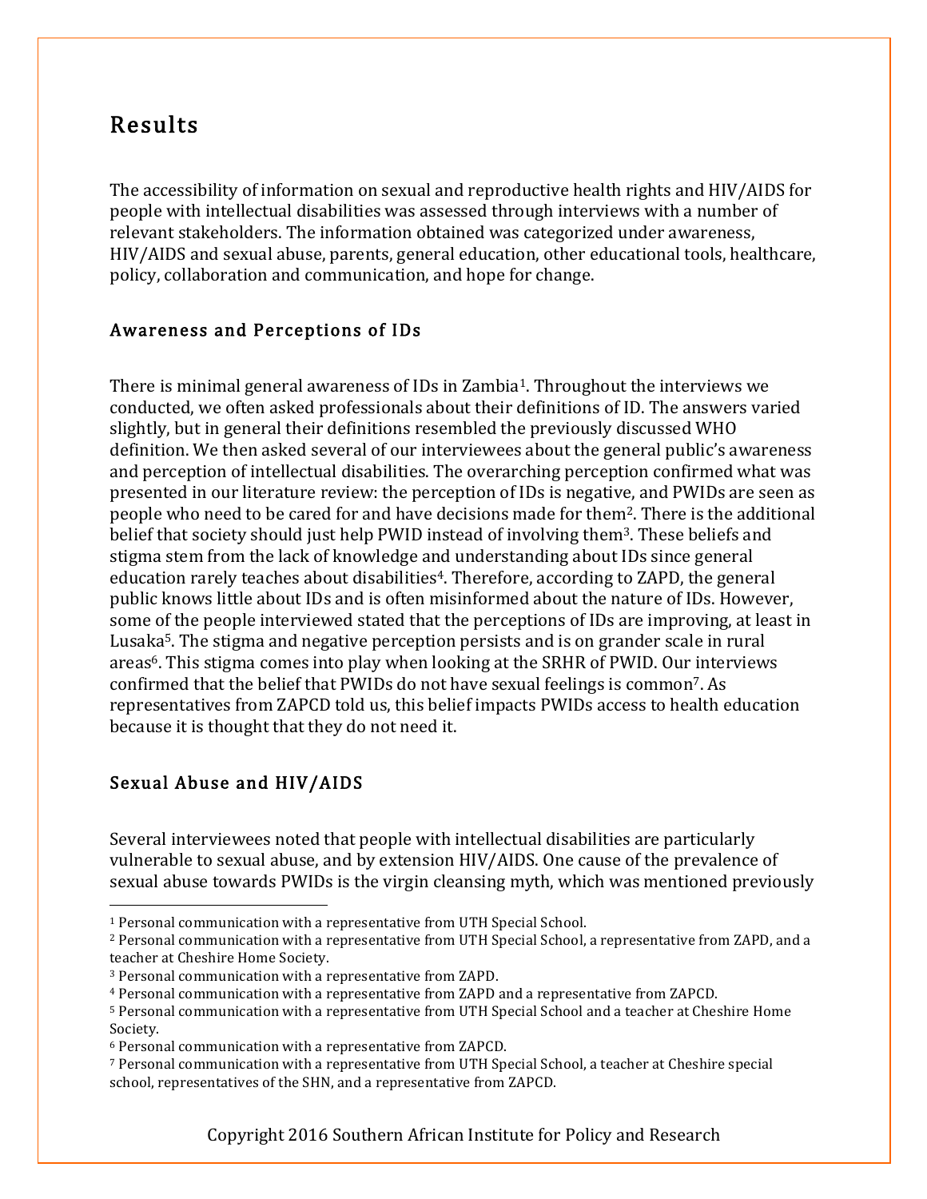## Results

The accessibility of information on sexual and reproductive health rights and HIV/AIDS for people with intellectual disabilities was assessed through interviews with a number of relevant stakeholders. The information obtained was categorized under awareness, HIV/AIDS and sexual abuse, parents, general education, other educational tools, healthcare, policy, collaboration and communication, and hope for change.

### Awareness and Perceptions of IDs

There is minimal general awareness of IDs in Zambia[1]. Throughout the interviews we conducted, we often asked professionals about their definitions of ID. The answers varied slightly, but in general their definitions resembled the previously discussed WHO definition. We then asked several of our interviewees about the general public's awareness and perception of intellectual disabilities. The overarching perception confirmed what was presented in our literature review: the perception of IDs is negative, and PWIDs are seen as people who need to be cared for and have decisions made for them[2]. There is the additional belief that society should just help PWID instead of involving them[3]. These beliefs and stigma stem from the lack of knowledge and understanding about IDs since general education rarely teaches about disabilities[4]. Therefore, according to ZAPD, the general public knows little about IDs and is often misinformed about the nature of IDs. However, some of the people interviewed stated that the perceptions of IDs are improving, at least in Lusaka[5]. The stigma and negative perception persists and is on grander scale in rural areas[6]. This stigma comes into play when looking at the SRHR of PWID. Our interviews confirmed that the belief that PWIDs do not have sexual feelings is common[7]. As representatives from ZAPCD told us, this belief impacts PWIDs access to health education because it is thought that they do not need it.

### Sexual Abuse and HIV/AIDS

Several interviewees noted that people with intellectual disabilities are particularly vulnerable to sexual abuse, and by extension HIV/AIDS. One cause of the prevalence of sexual abuse towards PWIDs is the virgin cleansing myth, which was mentioned previously

[1] Personal communication with a representative from UTH Special School.

[2] Personal communication with a representative from UTH Special School, a representative from ZAPD, and a teacher at Cheshire Home Society.

[3] Personal communication with a representative from ZAPD.

[4] Personal communication with a representative from ZAPD and a representative from ZAPCD.

[5] Personal communication with a representative from UTH Special School and a teacher at Cheshire Home Society.

[6] Personal communication with a representative from ZAPCD.

[7] Personal communication with a representative from UTH Special School, a teacher at Cheshire special school, representatives of the SHN, and a representative from ZAPCD.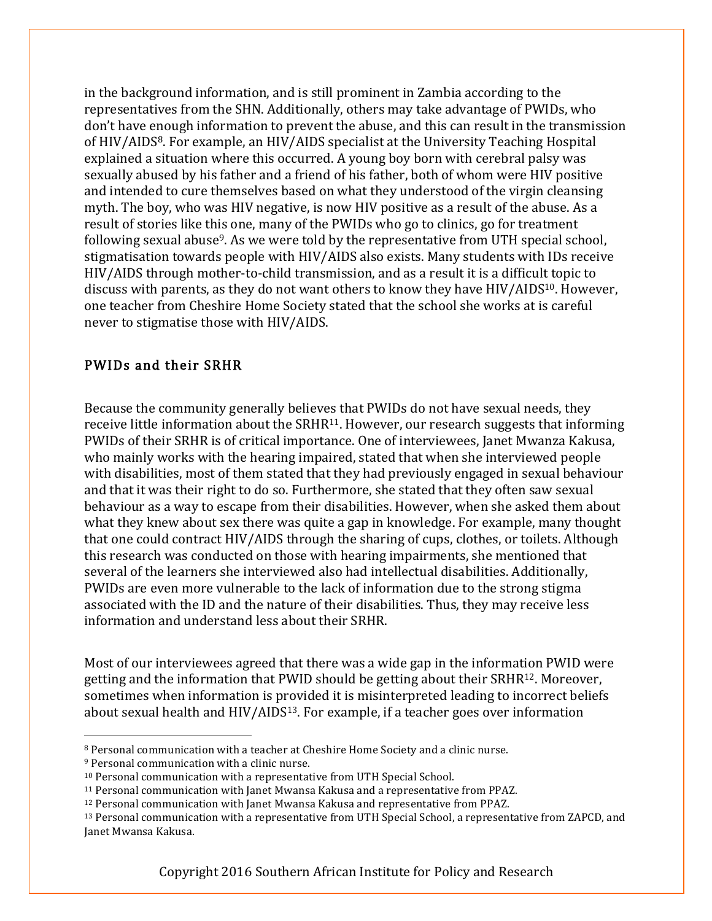in the background information, and is still prominent in Zambia according to the representatives from the SHN. Additionally, others may take advantage of PWIDs, who don't have enough information to prevent the abuse, and this can result in the transmission of HIV/AIDS[8]. For example, an HIV/AIDS specialist at the University Teaching Hospital explained a situation where this occurred. A young boy born with cerebral palsy was sexually abused by his father and a friend of his father, both of whom were HIV positive and intended to cure themselves based on what they understood of the virgin cleansing myth. The boy, who was HIV negative, is now HIV positive as a result of the abuse. As a result of stories like this one, many of the PWIDs who go to clinics, go for treatment following sexual abuse[9]. As we were told by the representative from UTH special school, stigmatisation towards people with HIV/AIDS also exists. Many students with IDs receive HIV/AIDS through mother-to-child transmission, and as a result it is a difficult topic to discuss with parents, as they do not want others to know they have HIV/AIDS[10]. However, one teacher from Cheshire Home Society stated that the school she works at is careful never to stigmatise those with HIV/AIDS.

## PWIDs and their SRHR

Because the community generally believes that PWIDs do not have sexual needs, they receive little information about the SRHR[11]. However, our research suggests that informing PWIDs of their SRHR is of critical importance. One of interviewees, Janet Mwanza Kakusa, who mainly works with the hearing impaired, stated that when she interviewed people with disabilities, most of them stated that they had previously engaged in sexual behaviour and that it was their right to do so. Furthermore, she stated that they often saw sexual behaviour as a way to escape from their disabilities. However, when she asked them about what they knew about sex there was quite a gap in knowledge. For example, many thought that one could contract HIV/AIDS through the sharing of cups, clothes, or toilets. Although this research was conducted on those with hearing impairments, she mentioned that several of the learners she interviewed also had intellectual disabilities. Additionally, PWIDs are even more vulnerable to the lack of information due to the strong stigma associated with the ID and the nature of their disabilities. Thus, they may receive less information and understand less about their SRHR.

Most of our interviewees agreed that there was a wide gap in the information PWID were getting and the information that PWID should be getting about their SRHR[12]. Moreover, sometimes when information is provided it is misinterpreted leading to incorrect beliefs about sexual health and HIV/AIDS[13]. For example, if a teacher goes over information

---

[8] Personal communication with a teacher at Cheshire Home Society and a clinic nurse.

[9] Personal communication with a clinic nurse.

[10] Personal communication with a representative from UTH Special School.

[11] Personal communication with Janet Mwansa Kakusa and a representative from PPAZ.

[12] Personal communication with Janet Mwansa Kakusa and representative from PPAZ.

[13] Personal communication with a representative from UTH Special School, a representative from ZAPCD, and Janet Mwansa Kakusa.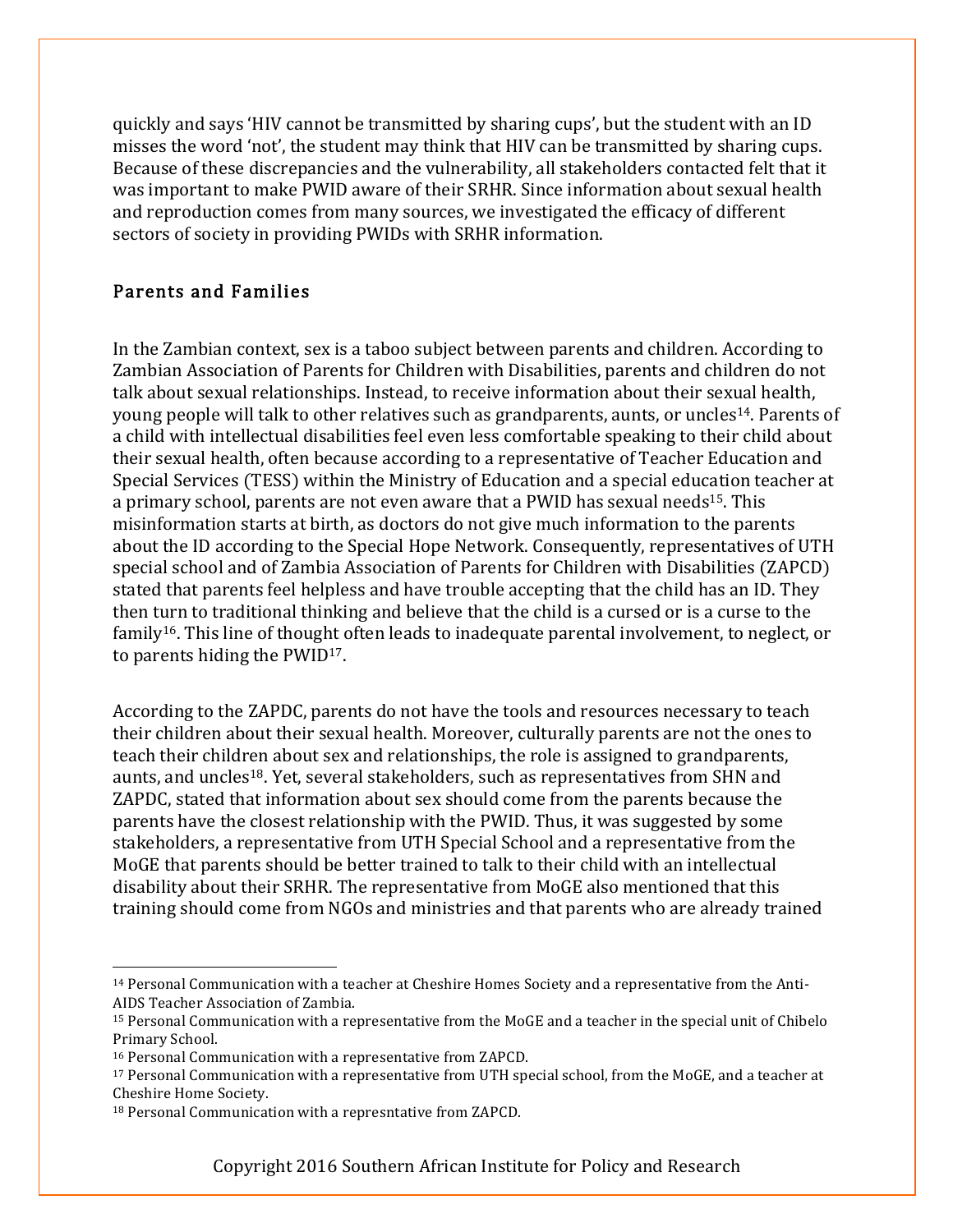quickly and says 'HIV cannot be transmitted by sharing cups', but the student with an ID misses the word 'not', the student may think that HIV can be transmitted by sharing cups. Because of these discrepancies and the vulnerability, all stakeholders contacted felt that it was important to make PWID aware of their SRHR. Since information about sexual health and reproduction comes from many sources, we investigated the efficacy of different sectors of society in providing PWIDs with SRHR information.

## Parents and Families

In the Zambian context, sex is a taboo subject between parents and children. According to Zambian Association of Parents for Children with Disabilities, parents and children do not talk about sexual relationships. Instead, to receive information about their sexual health, young people will talk to other relatives such as grandparents, aunts, or uncles[14]. Parents of a child with intellectual disabilities feel even less comfortable speaking to their child about their sexual health, often because according to a representative of Teacher Education and Special Services (TESS) within the Ministry of Education and a special education teacher at a primary school, parents are not even aware that a PWID has sexual needs[15]. This misinformation starts at birth, as doctors do not give much information to the parents about the ID according to the Special Hope Network. Consequently, representatives of UTH special school and of Zambia Association of Parents for Children with Disabilities (ZAPCD) stated that parents feel helpless and have trouble accepting that the child has an ID. They then turn to traditional thinking and believe that the child is a cursed or is a curse to the family[16]. This line of thought often leads to inadequate parental involvement, to neglect, or to parents hiding the PWID[17].

According to the ZAPDC, parents do not have the tools and resources necessary to teach their children about their sexual health. Moreover, culturally parents are not the ones to teach their children about sex and relationships, the role is assigned to grandparents, aunts, and uncles[18]. Yet, several stakeholders, such as representatives from SHN and ZAPDC, stated that information about sex should come from the parents because the parents have the closest relationship with the PWID. Thus, it was suggested by some stakeholders, a representative from UTH Special School and a representative from the MoGE that parents should be better trained to talk to their child with an intellectual disability about their SRHR. The representative from MoGE also mentioned that this training should come from NGOs and ministries and that parents who are already trained

---

[14] Personal Communication with a teacher at Cheshire Homes Society and a representative from the Anti-AIDS Teacher Association of Zambia.

[15] Personal Communication with a representative from the MoGE and a teacher in the special unit of Chibelo Primary School.

[16] Personal Communication with a representative from ZAPCD.

[17] Personal Communication with a representative from UTH special school, from the MoGE, and a teacher at Cheshire Home Society.

[18] Personal Communication with a represntative from ZAPCD.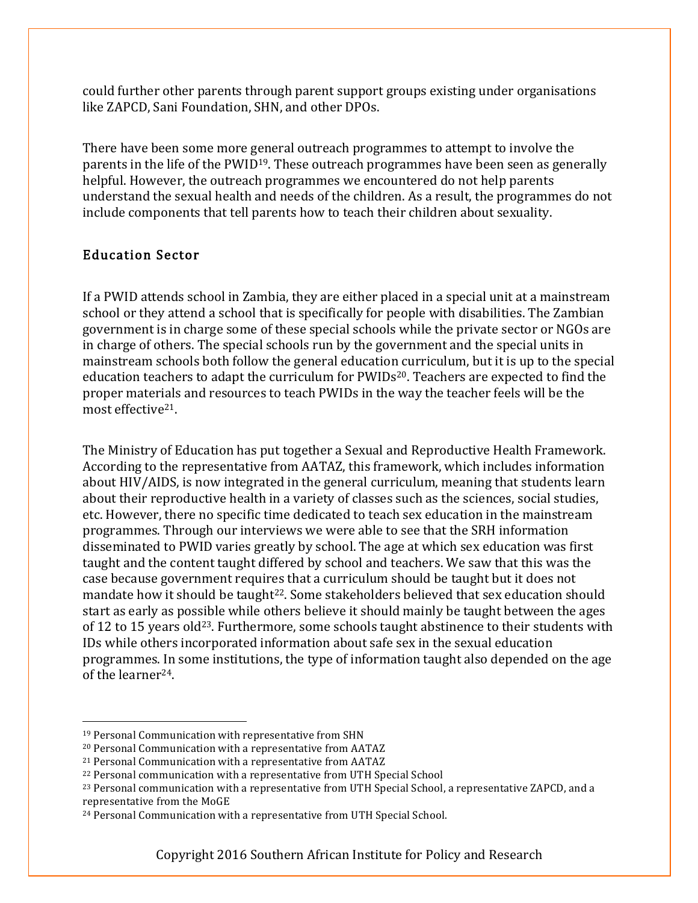could further other parents through parent support groups existing under organisations like ZAPCD, Sani Foundation, SHN, and other DPOs.

There have been some more general outreach programmes to attempt to involve the parents in the life of the PWID[19]. These outreach programmes have been seen as generally helpful. However, the outreach programmes we encountered do not help parents understand the sexual health and needs of the children. As a result, the programmes do not include components that tell parents how to teach their children about sexuality.

## Education Sector

If a PWID attends school in Zambia, they are either placed in a special unit at a mainstream school or they attend a school that is specifically for people with disabilities. The Zambian government is in charge some of these special schools while the private sector or NGOs are in charge of others. The special schools run by the government and the special units in mainstream schools both follow the general education curriculum, but it is up to the special education teachers to adapt the curriculum for PWIDs[20]. Teachers are expected to find the proper materials and resources to teach PWIDs in the way the teacher feels will be the most effective[21].

The Ministry of Education has put together a Sexual and Reproductive Health Framework. According to the representative from AATAZ, this framework, which includes information about HIV/AIDS, is now integrated in the general curriculum, meaning that students learn about their reproductive health in a variety of classes such as the sciences, social studies, etc. However, there no specific time dedicated to teach sex education in the mainstream programmes. Through our interviews we were able to see that the SRH information disseminated to PWID varies greatly by school. The age at which sex education was first taught and the content taught differed by school and teachers. We saw that this was the case because government requires that a curriculum should be taught but it does not mandate how it should be taught[22]. Some stakeholders believed that sex education should start as early as possible while others believe it should mainly be taught between the ages of 12 to 15 years old[23]. Furthermore, some schools taught abstinence to their students with IDs while others incorporated information about safe sex in the sexual education programmes. In some institutions, the type of information taught also depended on the age of the learner[24].

---

[19] Personal Communication with representative from SHN

[20] Personal Communication with a representative from AATAZ

[21] Personal Communication with a representative from AATAZ

[22] Personal communication with a representative from UTH Special School

[23] Personal communication with a representative from UTH Special School, a representative ZAPCD, and a representative from the MoGE

[24] Personal Communication with a representative from UTH Special School.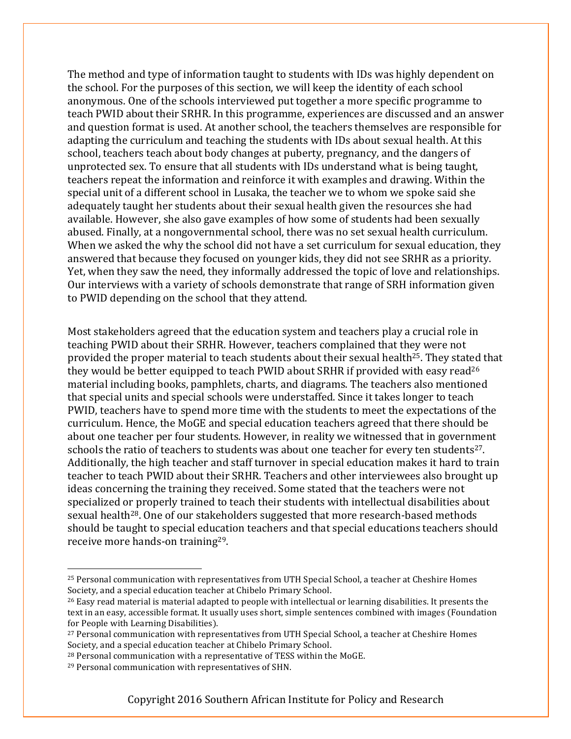The method and type of information taught to students with IDs was highly dependent on the school. For the purposes of this section, we will keep the identity of each school anonymous. One of the schools interviewed put together a more specific programme to teach PWID about their SRHR. In this programme, experiences are discussed and an answer and question format is used. At another school, the teachers themselves are responsible for adapting the curriculum and teaching the students with IDs about sexual health. At this school, teachers teach about body changes at puberty, pregnancy, and the dangers of unprotected sex. To ensure that all students with IDs understand what is being taught, teachers repeat the information and reinforce it with examples and drawing. Within the special unit of a different school in Lusaka, the teacher we to whom we spoke said she adequately taught her students about their sexual health given the resources she had available. However, she also gave examples of how some of students had been sexually abused. Finally, at a nongovernmental school, there was no set sexual health curriculum. When we asked the why the school did not have a set curriculum for sexual education, they answered that because they focused on younger kids, they did not see SRHR as a priority. Yet, when they saw the need, they informally addressed the topic of love and relationships. Our interviews with a variety of schools demonstrate that range of SRH information given to PWID depending on the school that they attend.

Most stakeholders agreed that the education system and teachers play a crucial role in teaching PWID about their SRHR. However, teachers complained that they were not provided the proper material to teach students about their sexual health[25]. They stated that they would be better equipped to teach PWID about SRHR if provided with easy read[26] material including books, pamphlets, charts, and diagrams. The teachers also mentioned that special units and special schools were understaffed. Since it takes longer to teach PWID, teachers have to spend more time with the students to meet the expectations of the curriculum. Hence, the MoGE and special education teachers agreed that there should be about one teacher per four students. However, in reality we witnessed that in government schools the ratio of teachers to students was about one teacher for every ten students[27]. Additionally, the high teacher and staff turnover in special education makes it hard to train teacher to teach PWID about their SRHR. Teachers and other interviewees also brought up ideas concerning the training they received. Some stated that the teachers were not specialized or properly trained to teach their students with intellectual disabilities about sexual health[28]. One of our stakeholders suggested that more research-based methods should be taught to special education teachers and that special educations teachers should receive more hands-on training[29].

---

[25] Personal communication with representatives from UTH Special School, a teacher at Cheshire Homes Society, and a special education teacher at Chibelo Primary School.

[26] Easy read material is material adapted to people with intellectual or learning disabilities. It presents the text in an easy, accessible format. It usually uses short, simple sentences combined with images (Foundation for People with Learning Disabilities).

[27] Personal communication with representatives from UTH Special School, a teacher at Cheshire Homes Society, and a special education teacher at Chibelo Primary School.

[28] Personal communication with a representative of TESS within the MoGE.

[29] Personal communication with representatives of SHN.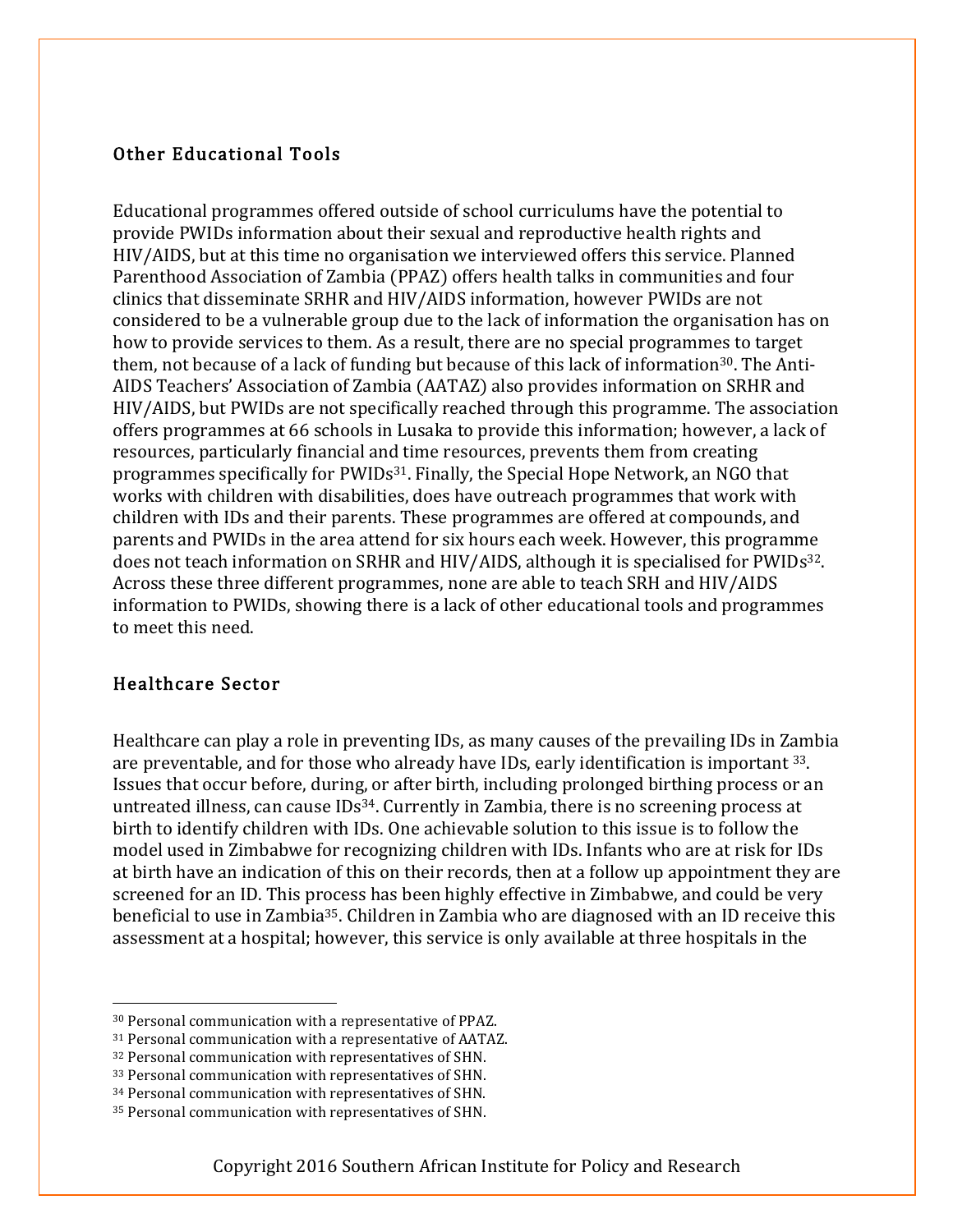## Other Educational Tools

Educational programmes offered outside of school curriculums have the potential to provide PWIDs information about their sexual and reproductive health rights and HIV/AIDS, but at this time no organisation we interviewed offers this service. Planned Parenthood Association of Zambia (PPAZ) offers health talks in communities and four clinics that disseminate SRHR and HIV/AIDS information, however PWIDs are not considered to be a vulnerable group due to the lack of information the organisation has on how to provide services to them. As a result, there are no special programmes to target them, not because of a lack of funding but because of this lack of information[30]. The Anti-AIDS Teachers' Association of Zambia (AATAZ) also provides information on SRHR and HIV/AIDS, but PWIDs are not specifically reached through this programme. The association offers programmes at 66 schools in Lusaka to provide this information; however, a lack of resources, particularly financial and time resources, prevents them from creating programmes specifically for PWIDs[31]. Finally, the Special Hope Network, an NGO that works with children with disabilities, does have outreach programmes that work with children with IDs and their parents. These programmes are offered at compounds, and parents and PWIDs in the area attend for six hours each week. However, this programme does not teach information on SRHR and HIV/AIDS, although it is specialised for PWIDs[32]. Across these three different programmes, none are able to teach SRH and HIV/AIDS information to PWIDs, showing there is a lack of other educational tools and programmes to meet this need.

## Healthcare Sector

Healthcare can play a role in preventing IDs, as many causes of the prevailing IDs in Zambia are preventable, and for those who already have IDs, early identification is important [33]. Issues that occur before, during, or after birth, including prolonged birthing process or an untreated illness, can cause IDs[34]. Currently in Zambia, there is no screening process at birth to identify children with IDs. One achievable solution to this issue is to follow the model used in Zimbabwe for recognizing children with IDs. Infants who are at risk for IDs at birth have an indication of this on their records, then at a follow up appointment they are screened for an ID. This process has been highly effective in Zimbabwe, and could be very beneficial to use in Zambia[35]. Children in Zambia who are diagnosed with an ID receive this assessment at a hospital; however, this service is only available at three hospitals in the

---

[30] Personal communication with a representative of PPAZ.

[31] Personal communication with a representative of AATAZ.

[32] Personal communication with representatives of SHN.

[33] Personal communication with representatives of SHN.

[34] Personal communication with representatives of SHN.

[35] Personal communication with representatives of SHN.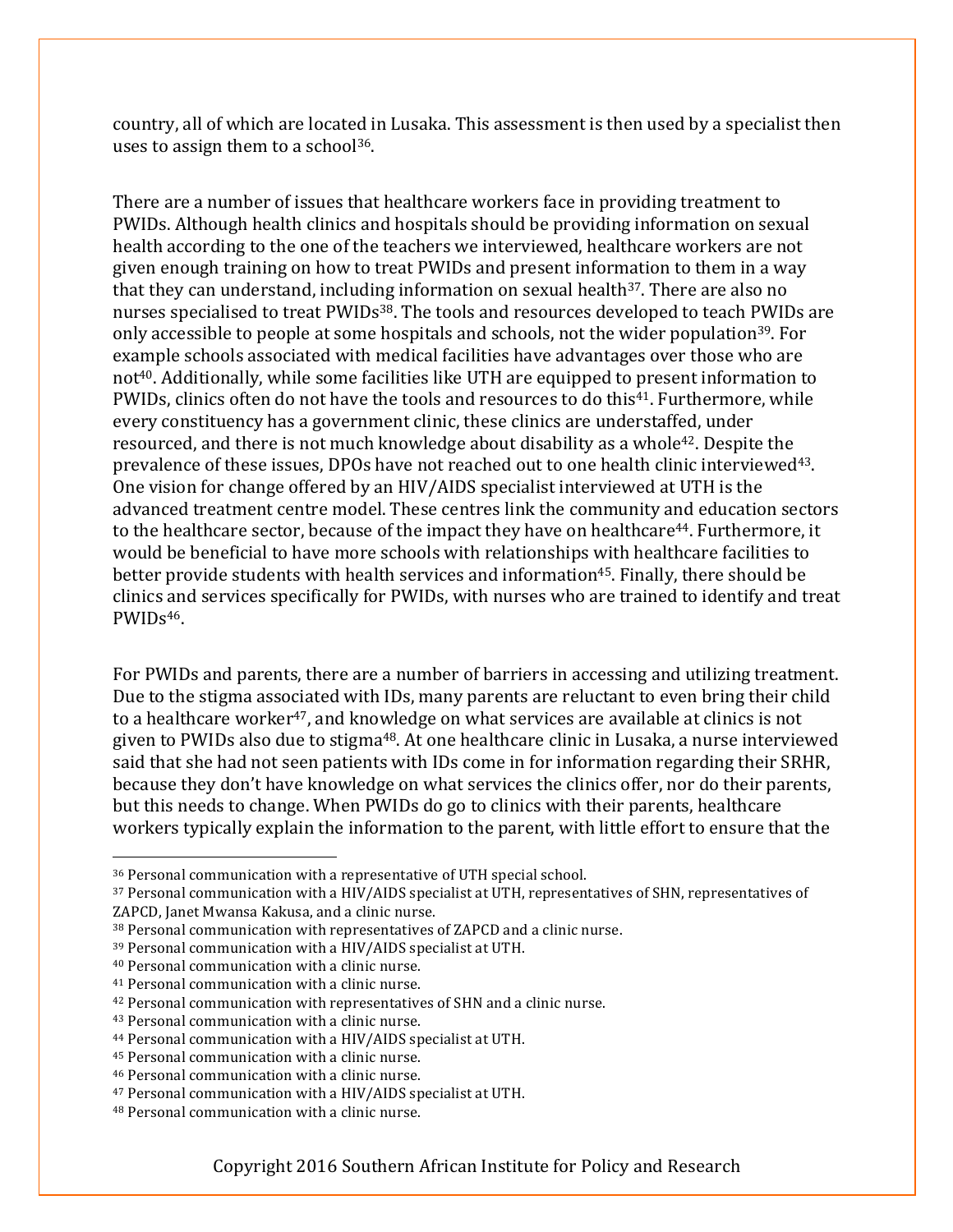country, all of which are located in Lusaka. This assessment is then used by a specialist then uses to assign them to a school[36].

There are a number of issues that healthcare workers face in providing treatment to PWIDs. Although health clinics and hospitals should be providing information on sexual health according to the one of the teachers we interviewed, healthcare workers are not given enough training on how to treat PWIDs and present information to them in a way that they can understand, including information on sexual health[37]. There are also no nurses specialised to treat PWIDs[38]. The tools and resources developed to teach PWIDs are only accessible to people at some hospitals and schools, not the wider population[39]. For example schools associated with medical facilities have advantages over those who are not[40]. Additionally, while some facilities like UTH are equipped to present information to PWIDs, clinics often do not have the tools and resources to do this[41]. Furthermore, while every constituency has a government clinic, these clinics are understaffed, under resourced, and there is not much knowledge about disability as a whole[42]. Despite the prevalence of these issues, DPOs have not reached out to one health clinic interviewed[43]. One vision for change offered by an HIV/AIDS specialist interviewed at UTH is the advanced treatment centre model. These centres link the community and education sectors to the healthcare sector, because of the impact they have on healthcare[44]. Furthermore, it would be beneficial to have more schools with relationships with healthcare facilities to better provide students with health services and information[45]. Finally, there should be clinics and services specifically for PWIDs, with nurses who are trained to identify and treat PWIDs[46].

For PWIDs and parents, there are a number of barriers in accessing and utilizing treatment. Due to the stigma associated with IDs, many parents are reluctant to even bring their child to a healthcare worker[47], and knowledge on what services are available at clinics is not given to PWIDs also due to stigma[48]. At one healthcare clinic in Lusaka, a nurse interviewed said that she had not seen patients with IDs come in for information regarding their SRHR, because they don't have knowledge on what services the clinics offer, nor do their parents, but this needs to change. When PWIDs do go to clinics with their parents, healthcare workers typically explain the information to the parent, with little effort to ensure that the

---

[36] Personal communication with a representative of UTH special school.

[37] Personal communication with a HIV/AIDS specialist at UTH, representatives of SHN, representatives of ZAPCD, Janet Mwansa Kakusa, and a clinic nurse.

[38] Personal communication with representatives of ZAPCD and a clinic nurse.

[39] Personal communication with a HIV/AIDS specialist at UTH.

[40] Personal communication with a clinic nurse.

[41] Personal communication with a clinic nurse.

[42] Personal communication with representatives of SHN and a clinic nurse.

[43] Personal communication with a clinic nurse.

[44] Personal communication with a HIV/AIDS specialist at UTH.

[45] Personal communication with a clinic nurse.

[46] Personal communication with a clinic nurse.

[47] Personal communication with a HIV/AIDS specialist at UTH.

[48] Personal communication with a clinic nurse.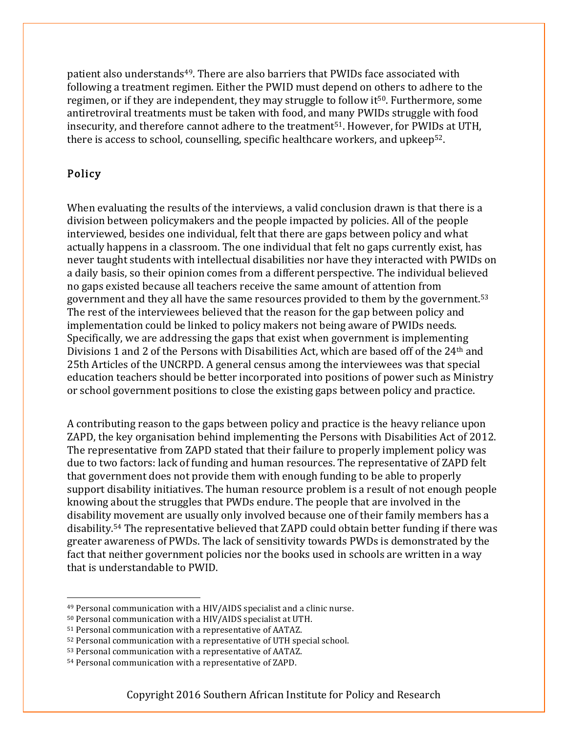patient also understands[49]. There are also barriers that PWIDs face associated with following a treatment regimen. Either the PWID must depend on others to adhere to the regimen, or if they are independent, they may struggle to follow it[50]. Furthermore, some antiretroviral treatments must be taken with food, and many PWIDs struggle with food insecurity, and therefore cannot adhere to the treatment[51]. However, for PWIDs at UTH, there is access to school, counselling, specific healthcare workers, and upkeep[52].

## Policy

When evaluating the results of the interviews, a valid conclusion drawn is that there is a division between policymakers and the people impacted by policies. All of the people interviewed, besides one individual, felt that there are gaps between policy and what actually happens in a classroom. The one individual that felt no gaps currently exist, has never taught students with intellectual disabilities nor have they interacted with PWIDs on a daily basis, so their opinion comes from a different perspective. The individual believed no gaps existed because all teachers receive the same amount of attention from government and they all have the same resources provided to them by the government.[53] The rest of the interviewees believed that the reason for the gap between policy and implementation could be linked to policy makers not being aware of PWIDs needs. Specifically, we are addressing the gaps that exist when government is implementing Divisions 1 and 2 of the Persons with Disabilities Act, which are based off of the 24th and 25th Articles of the UNCRPD. A general census among the interviewees was that special education teachers should be better incorporated into positions of power such as Ministry or school government positions to close the existing gaps between policy and practice.

A contributing reason to the gaps between policy and practice is the heavy reliance upon ZAPD, the key organisation behind implementing the Persons with Disabilities Act of 2012. The representative from ZAPD stated that their failure to properly implement policy was due to two factors: lack of funding and human resources. The representative of ZAPD felt that government does not provide them with enough funding to be able to properly support disability initiatives. The human resource problem is a result of not enough people knowing about the struggles that PWDs endure. The people that are involved in the disability movement are usually only involved because one of their family members has a disability.[54] The representative believed that ZAPD could obtain better funding if there was greater awareness of PWDs. The lack of sensitivity towards PWDs is demonstrated by the fact that neither government policies nor the books used in schools are written in a way that is understandable to PWID.

---

[49] Personal communication with a HIV/AIDS specialist and a clinic nurse.

[50] Personal communication with a HIV/AIDS specialist at UTH.

[51] Personal communication with a representative of AATAZ.

[52] Personal communication with a representative of UTH special school.

[53] Personal communication with a representative of AATAZ.

[54] Personal communication with a representative of ZAPD.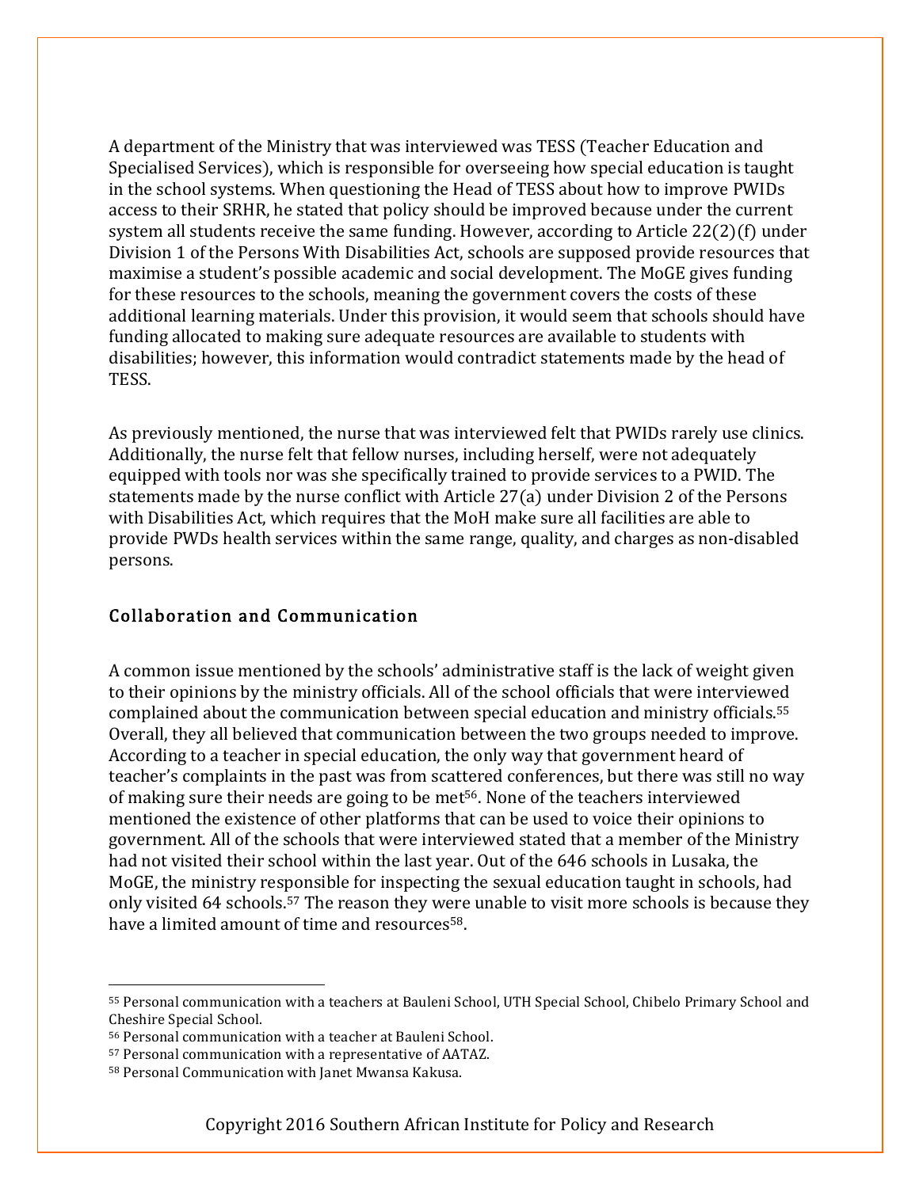A department of the Ministry that was interviewed was TESS (Teacher Education and Specialised Services), which is responsible for overseeing how special education is taught in the school systems. When questioning the Head of TESS about how to improve PWIDs access to their SRHR, he stated that policy should be improved because under the current system all students receive the same funding. However, according to Article 22(2)(f) under Division 1 of the Persons With Disabilities Act, schools are supposed provide resources that maximise a student's possible academic and social development. The MoGE gives funding for these resources to the schools, meaning the government covers the costs of these additional learning materials. Under this provision, it would seem that schools should have funding allocated to making sure adequate resources are available to students with disabilities; however, this information would contradict statements made by the head of TESS.

As previously mentioned, the nurse that was interviewed felt that PWIDs rarely use clinics. Additionally, the nurse felt that fellow nurses, including herself, were not adequately equipped with tools nor was she specifically trained to provide services to a PWID. The statements made by the nurse conflict with Article 27(a) under Division 2 of the Persons with Disabilities Act, which requires that the MoH make sure all facilities are able to provide PWDs health services within the same range, quality, and charges as non-disabled persons.

## Collaboration and Communication

A common issue mentioned by the schools' administrative staff is the lack of weight given to their opinions by the ministry officials. All of the school officials that were interviewed complained about the communication between special education and ministry officials.[55] Overall, they all believed that communication between the two groups needed to improve. According to a teacher in special education, the only way that government heard of teacher's complaints in the past was from scattered conferences, but there was still no way of making sure their needs are going to be met[56]. None of the teachers interviewed mentioned the existence of other platforms that can be used to voice their opinions to government. All of the schools that were interviewed stated that a member of the Ministry had not visited their school within the last year. Out of the 646 schools in Lusaka, the MoGE, the ministry responsible for inspecting the sexual education taught in schools, had only visited 64 schools.[57] The reason they were unable to visit more schools is because they have a limited amount of time and resources[58].

---

[55] Personal communication with a teachers at Bauleni School, UTH Special School, Chibelo Primary School and Cheshire Special School.

[56] Personal communication with a teacher at Bauleni School.

[57] Personal communication with a representative of AATAZ.

[58] Personal Communication with Janet Mwansa Kakusa.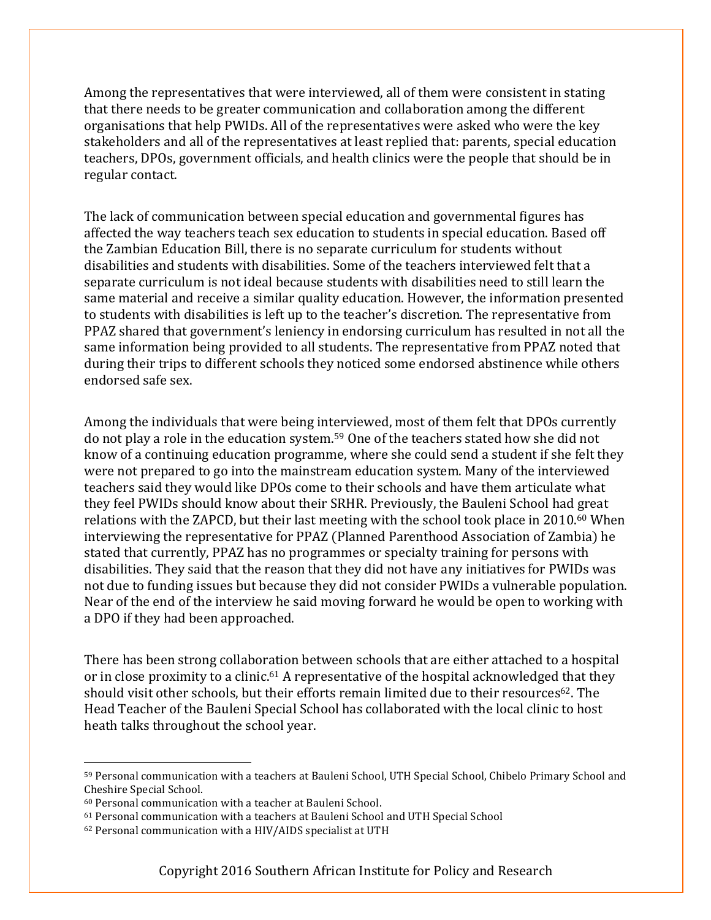Among the representatives that were interviewed, all of them were consistent in stating that there needs to be greater communication and collaboration among the different organisations that help PWIDs. All of the representatives were asked who were the key stakeholders and all of the representatives at least replied that: parents, special education teachers, DPOs, government officials, and health clinics were the people that should be in regular contact.

The lack of communication between special education and governmental figures has affected the way teachers teach sex education to students in special education. Based off the Zambian Education Bill, there is no separate curriculum for students without disabilities and students with disabilities. Some of the teachers interviewed felt that a separate curriculum is not ideal because students with disabilities need to still learn the same material and receive a similar quality education. However, the information presented to students with disabilities is left up to the teacher's discretion. The representative from PPAZ shared that government's leniency in endorsing curriculum has resulted in not all the same information being provided to all students. The representative from PPAZ noted that during their trips to different schools they noticed some endorsed abstinence while others endorsed safe sex.

Among the individuals that were being interviewed, most of them felt that DPOs currently do not play a role in the education system.[59] One of the teachers stated how she did not know of a continuing education programme, where she could send a student if she felt they were not prepared to go into the mainstream education system. Many of the interviewed teachers said they would like DPOs come to their schools and have them articulate what they feel PWIDs should know about their SRHR. Previously, the Bauleni School had great relations with the ZAPCD, but their last meeting with the school took place in 2010.[60] When interviewing the representative for PPAZ (Planned Parenthood Association of Zambia) he stated that currently, PPAZ has no programmes or specialty training for persons with disabilities. They said that the reason that they did not have any initiatives for PWIDs was not due to funding issues but because they did not consider PWIDs a vulnerable population. Near of the end of the interview he said moving forward he would be open to working with a DPO if they had been approached.

There has been strong collaboration between schools that are either attached to a hospital or in close proximity to a clinic.[61] A representative of the hospital acknowledged that they should visit other schools, but their efforts remain limited due to their resources[62]. The Head Teacher of the Bauleni Special School has collaborated with the local clinic to host heath talks throughout the school year.

---

[59] Personal communication with a teachers at Bauleni School, UTH Special School, Chibelo Primary School and Cheshire Special School.

[60] Personal communication with a teacher at Bauleni School.

[61] Personal communication with a teachers at Bauleni School and UTH Special School

[62] Personal communication with a HIV/AIDS specialist at UTH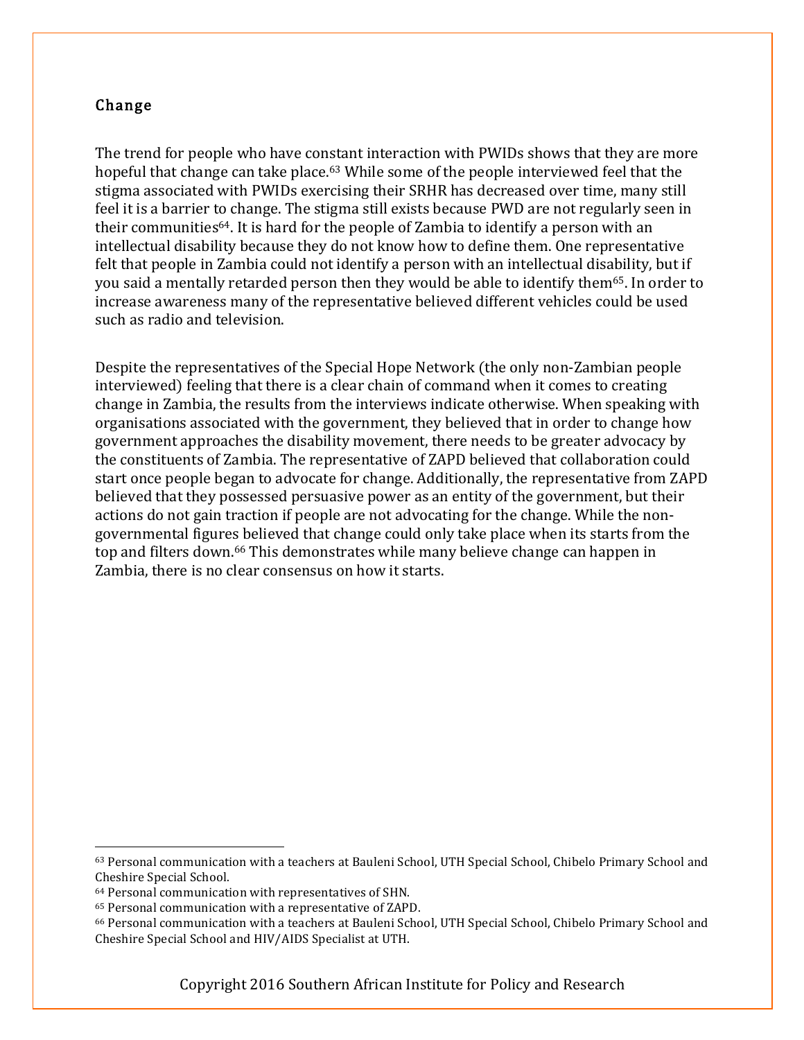### Change

The trend for people who have constant interaction with PWIDs shows that they are more hopeful that change can take place.[63] While some of the people interviewed feel that the stigma associated with PWIDs exercising their SRHR has decreased over time, many still feel it is a barrier to change. The stigma still exists because PWD are not regularly seen in their communities[64]. It is hard for the people of Zambia to identify a person with an intellectual disability because they do not know how to define them. One representative felt that people in Zambia could not identify a person with an intellectual disability, but if you said a mentally retarded person then they would be able to identify them[65]. In order to increase awareness many of the representative believed different vehicles could be used such as radio and television.

Despite the representatives of the Special Hope Network (the only non-Zambian people interviewed) feeling that there is a clear chain of command when it comes to creating change in Zambia, the results from the interviews indicate otherwise. When speaking with organisations associated with the government, they believed that in order to change how government approaches the disability movement, there needs to be greater advocacy by the constituents of Zambia. The representative of ZAPD believed that collaboration could start once people began to advocate for change. Additionally, the representative from ZAPD believed that they possessed persuasive power as an entity of the government, but their actions do not gain traction if people are not advocating for the change. While the non-governmental figures believed that change could only take place when its starts from the top and filters down.[66] This demonstrates while many believe change can happen in Zambia, there is no clear consensus on how it starts.

---

[63] Personal communication with a teachers at Bauleni School, UTH Special School, Chibelo Primary School and Cheshire Special School.

[64] Personal communication with representatives of SHN.

[65] Personal communication with a representative of ZAPD.

[66] Personal communication with a teachers at Bauleni School, UTH Special School, Chibelo Primary School and Cheshire Special School and HIV/AIDS Specialist at UTH.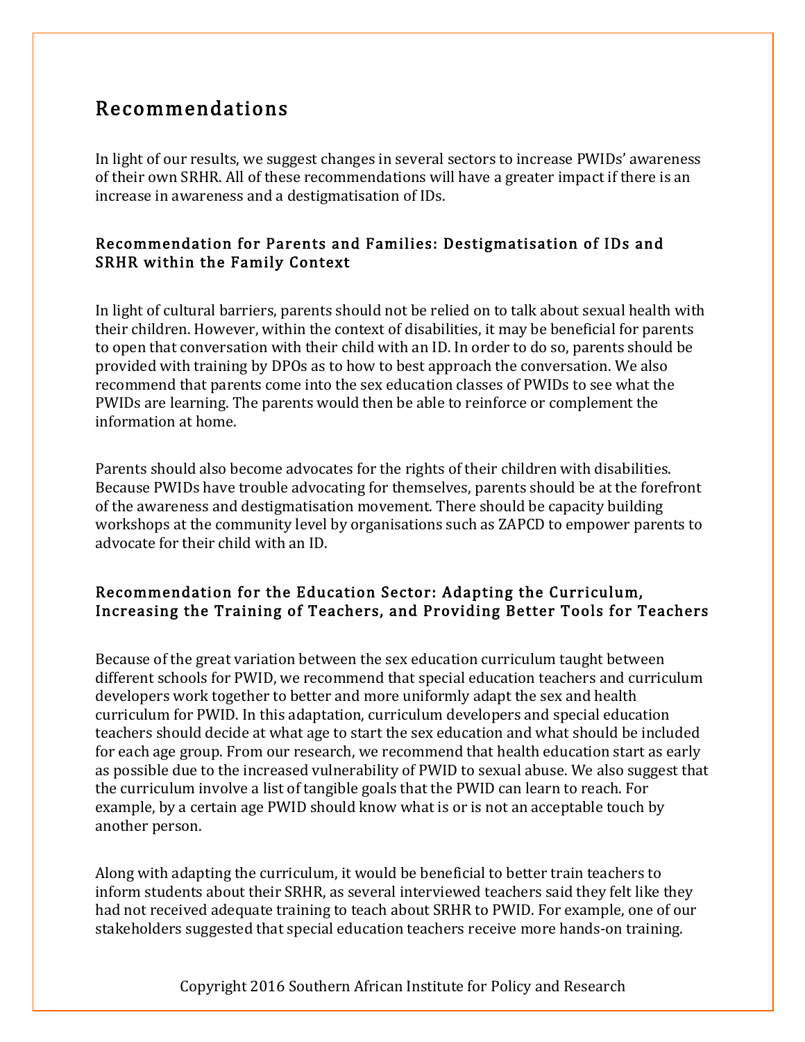# Recommendations

In light of our results, we suggest changes in several sectors to increase PWIDs' awareness of their own SRHR. All of these recommendations will have a greater impact if there is an increase in awareness and a destigmatisation of IDs.

### Recommendation for Parents and Families: Destigmatisation of IDs and SRHR within the Family Context

In light of cultural barriers, parents should not be relied on to talk about sexual health with their children. However, within the context of disabilities, it may be beneficial for parents to open that conversation with their child with an ID. In order to do so, parents should be provided with training by DPOs as to how to best approach the conversation. We also recommend that parents come into the sex education classes of PWIDs to see what the PWIDs are learning. The parents would then be able to reinforce or complement the information at home.

Parents should also become advocates for the rights of their children with disabilities. Because PWIDs have trouble advocating for themselves, parents should be at the forefront of the awareness and destigmatisation movement. There should be capacity building workshops at the community level by organisations such as ZAPCD to empower parents to advocate for their child with an ID.

### Recommendation for the Education Sector: Adapting the Curriculum, Increasing the Training of Teachers, and Providing Better Tools for Teachers

Because of the great variation between the sex education curriculum taught between different schools for PWID, we recommend that special education teachers and curriculum developers work together to better and more uniformly adapt the sex and health curriculum for PWID. In this adaptation, curriculum developers and special education teachers should decide at what age to start the sex education and what should be included for each age group. From our research, we recommend that health education start as early as possible due to the increased vulnerability of PWID to sexual abuse. We also suggest that the curriculum involve a list of tangible goals that the PWID can learn to reach. For example, by a certain age PWID should know what is or is not an acceptable touch by another person.

Along with adapting the curriculum, it would be beneficial to better train teachers to inform students about their SRHR, as several interviewed teachers said they felt like they had not received adequate training to teach about SRHR to PWID. For example, one of our stakeholders suggested that special education teachers receive more hands-on training.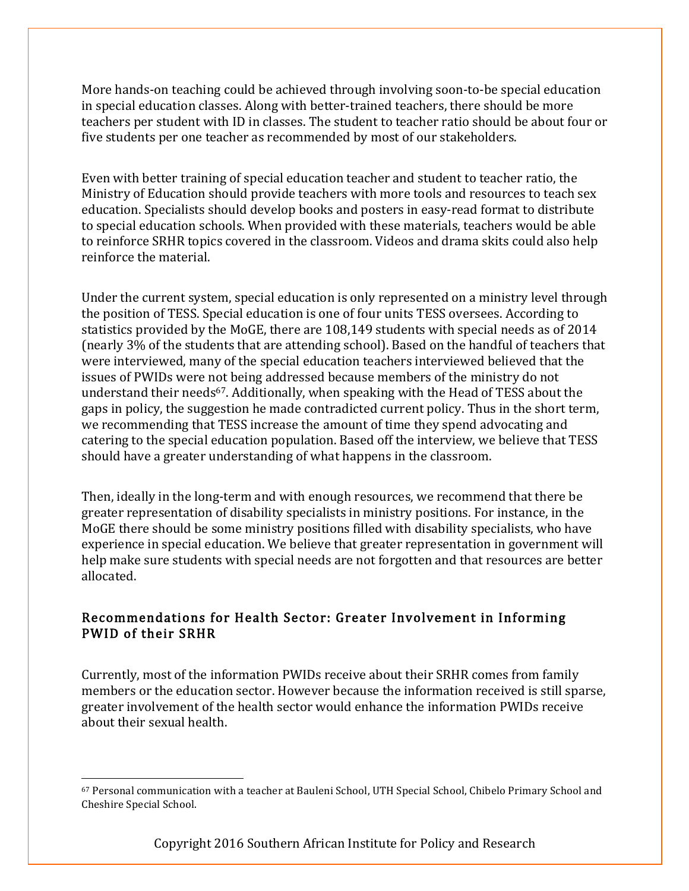More hands-on teaching could be achieved through involving soon-to-be special education in special education classes. Along with better-trained teachers, there should be more teachers per student with ID in classes. The student to teacher ratio should be about four or five students per one teacher as recommended by most of our stakeholders.

Even with better training of special education teacher and student to teacher ratio, the Ministry of Education should provide teachers with more tools and resources to teach sex education. Specialists should develop books and posters in easy-read format to distribute to special education schools. When provided with these materials, teachers would be able to reinforce SRHR topics covered in the classroom. Videos and drama skits could also help reinforce the material.

Under the current system, special education is only represented on a ministry level through the position of TESS. Special education is one of four units TESS oversees. According to statistics provided by the MoGE, there are 108,149 students with special needs as of 2014 (nearly 3% of the students that are attending school). Based on the handful of teachers that were interviewed, many of the special education teachers interviewed believed that the issues of PWIDs were not being addressed because members of the ministry do not understand their needs[67]. Additionally, when speaking with the Head of TESS about the gaps in policy, the suggestion he made contradicted current policy. Thus in the short term, we recommending that TESS increase the amount of time they spend advocating and catering to the special education population. Based off the interview, we believe that TESS should have a greater understanding of what happens in the classroom.

Then, ideally in the long-term and with enough resources, we recommend that there be greater representation of disability specialists in ministry positions. For instance, in the MoGE there should be some ministry positions filled with disability specialists, who have experience in special education. We believe that greater representation in government will help make sure students with special needs are not forgotten and that resources are better allocated.

### Recommendations for Health Sector: Greater Involvement in Informing PWID of their SRHR

Currently, most of the information PWIDs receive about their SRHR comes from family members or the education sector. However because the information received is still sparse, greater involvement of the health sector would enhance the information PWIDs receive about their sexual health.

---

[67] Personal communication with a teacher at Bauleni School, UTH Special School, Chibelo Primary School and Cheshire Special School.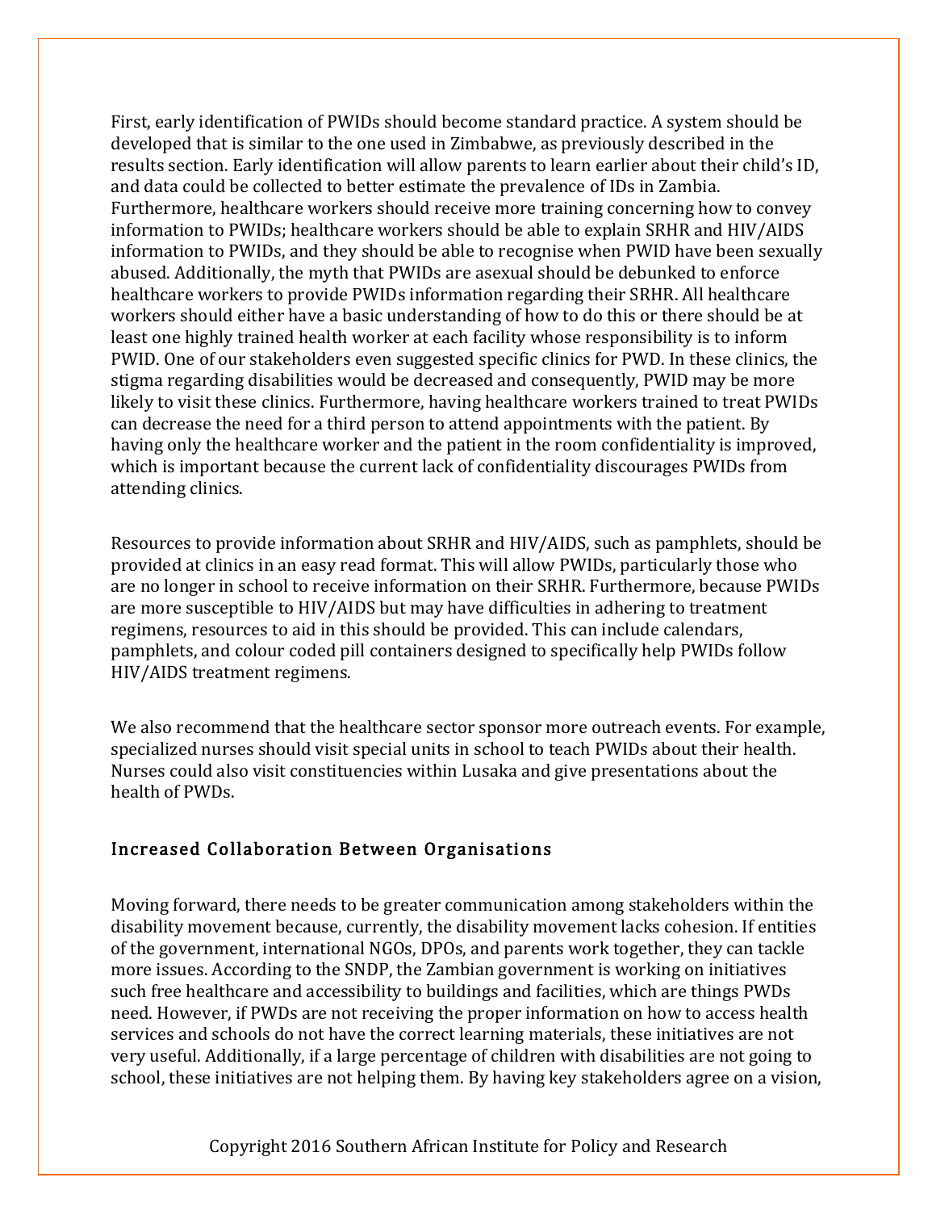First, early identification of PWIDs should become standard practice. A system should be developed that is similar to the one used in Zimbabwe, as previously described in the results section. Early identification will allow parents to learn earlier about their child's ID, and data could be collected to better estimate the prevalence of IDs in Zambia. Furthermore, healthcare workers should receive more training concerning how to convey information to PWIDs; healthcare workers should be able to explain SRHR and HIV/AIDS information to PWIDs, and they should be able to recognise when PWID have been sexually abused. Additionally, the myth that PWIDs are asexual should be debunked to enforce healthcare workers to provide PWIDs information regarding their SRHR. All healthcare workers should either have a basic understanding of how to do this or there should be at least one highly trained health worker at each facility whose responsibility is to inform PWID. One of our stakeholders even suggested specific clinics for PWD. In these clinics, the stigma regarding disabilities would be decreased and consequently, PWID may be more likely to visit these clinics. Furthermore, having healthcare workers trained to treat PWIDs can decrease the need for a third person to attend appointments with the patient. By having only the healthcare worker and the patient in the room confidentiality is improved, which is important because the current lack of confidentiality discourages PWIDs from attending clinics.

Resources to provide information about SRHR and HIV/AIDS, such as pamphlets, should be provided at clinics in an easy read format. This will allow PWIDs, particularly those who are no longer in school to receive information on their SRHR. Furthermore, because PWIDs are more susceptible to HIV/AIDS but may have difficulties in adhering to treatment regimens, resources to aid in this should be provided. This can include calendars, pamphlets, and colour coded pill containers designed to specifically help PWIDs follow HIV/AIDS treatment regimens.

We also recommend that the healthcare sector sponsor more outreach events. For example, specialized nurses should visit special units in school to teach PWIDs about their health. Nurses could also visit constituencies within Lusaka and give presentations about the health of PWDs.

## Increased Collaboration Between Organisations

Moving forward, there needs to be greater communication among stakeholders within the disability movement because, currently, the disability movement lacks cohesion. If entities of the government, international NGOs, DPOs, and parents work together, they can tackle more issues. According to the SNDP, the Zambian government is working on initiatives such free healthcare and accessibility to buildings and facilities, which are things PWDs need. However, if PWDs are not receiving the proper information on how to access health services and schools do not have the correct learning materials, these initiatives are not very useful. Additionally, if a large percentage of children with disabilities are not going to school, these initiatives are not helping them. By having key stakeholders agree on a vision,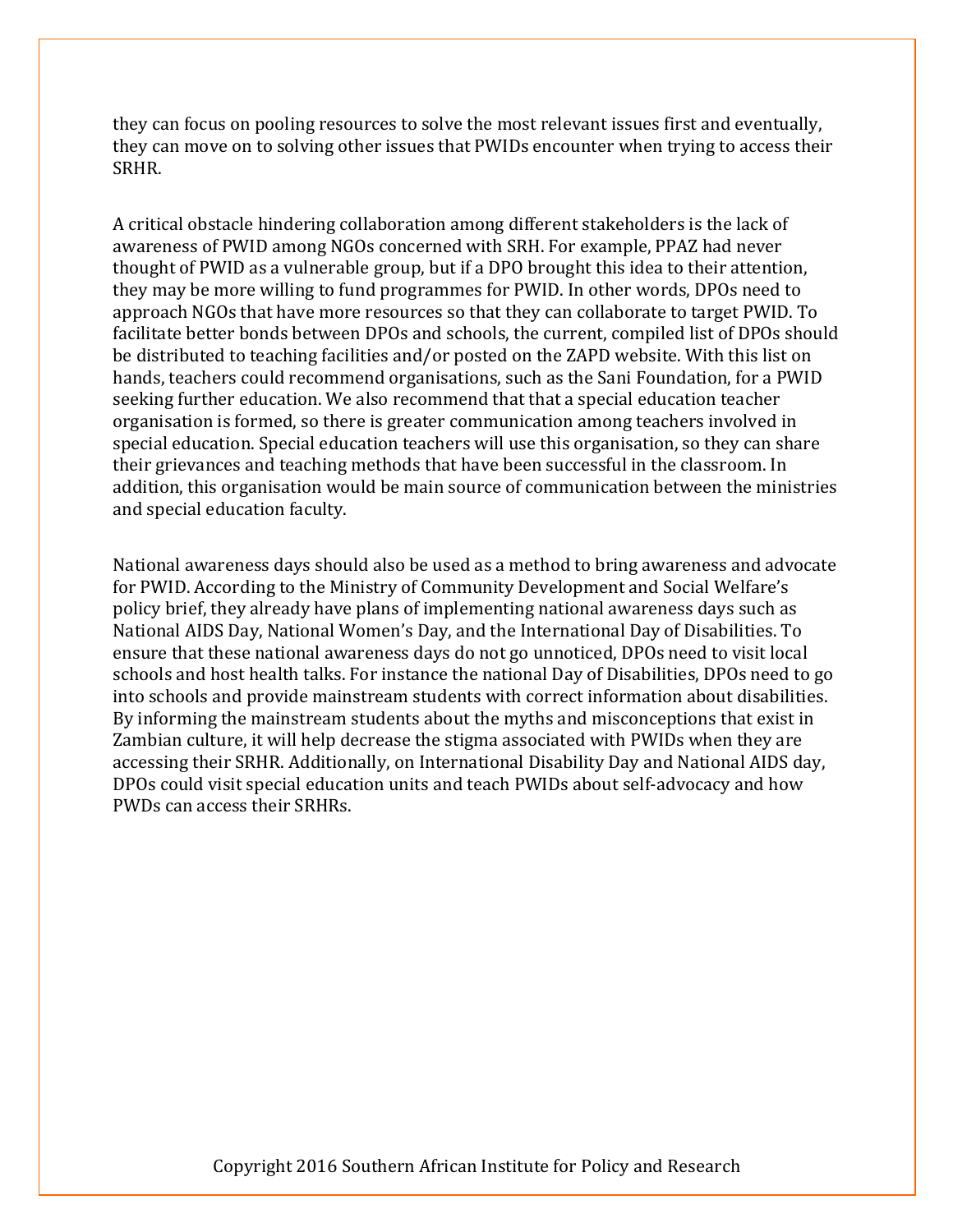they can focus on pooling resources to solve the most relevant issues first and eventually, they can move on to solving other issues that PWIDs encounter when trying to access their SRHR.

A critical obstacle hindering collaboration among different stakeholders is the lack of awareness of PWID among NGOs concerned with SRH. For example, PPAZ had never thought of PWID as a vulnerable group, but if a DPO brought this idea to their attention, they may be more willing to fund programmes for PWID. In other words, DPOs need to approach NGOs that have more resources so that they can collaborate to target PWID. To facilitate better bonds between DPOs and schools, the current, compiled list of DPOs should be distributed to teaching facilities and/or posted on the ZAPD website. With this list on hands, teachers could recommend organisations, such as the Sani Foundation, for a PWID seeking further education. We also recommend that that a special education teacher organisation is formed, so there is greater communication among teachers involved in special education. Special education teachers will use this organisation, so they can share their grievances and teaching methods that have been successful in the classroom. In addition, this organisation would be main source of communication between the ministries and special education faculty.

National awareness days should also be used as a method to bring awareness and advocate for PWID. According to the Ministry of Community Development and Social Welfare's policy brief, they already have plans of implementing national awareness days such as National AIDS Day, National Women's Day, and the International Day of Disabilities. To ensure that these national awareness days do not go unnoticed, DPOs need to visit local schools and host health talks. For instance the national Day of Disabilities, DPOs need to go into schools and provide mainstream students with correct information about disabilities. By informing the mainstream students about the myths and misconceptions that exist in Zambian culture, it will help decrease the stigma associated with PWIDs when they are accessing their SRHR. Additionally, on International Disability Day and National AIDS day, DPOs could visit special education units and teach PWIDs about self-advocacy and how PWDs can access their SRHRs.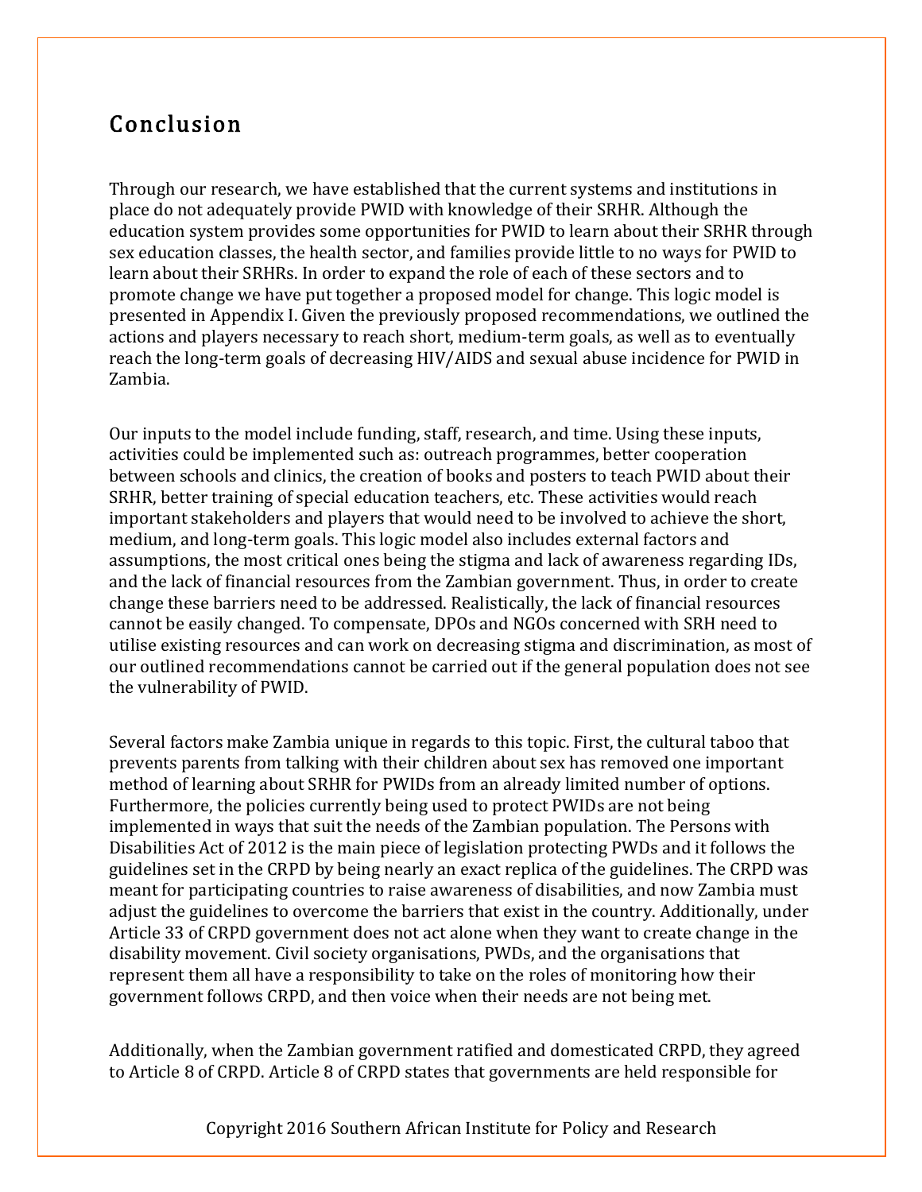## Conclusion

Through our research, we have established that the current systems and institutions in place do not adequately provide PWID with knowledge of their SRHR. Although the education system provides some opportunities for PWID to learn about their SRHR through sex education classes, the health sector, and families provide little to no ways for PWID to learn about their SRHRs. In order to expand the role of each of these sectors and to promote change we have put together a proposed model for change. This logic model is presented in Appendix I. Given the previously proposed recommendations, we outlined the actions and players necessary to reach short, medium-term goals, as well as to eventually reach the long-term goals of decreasing HIV/AIDS and sexual abuse incidence for PWID in Zambia.

Our inputs to the model include funding, staff, research, and time. Using these inputs, activities could be implemented such as: outreach programmes, better cooperation between schools and clinics, the creation of books and posters to teach PWID about their SRHR, better training of special education teachers, etc. These activities would reach important stakeholders and players that would need to be involved to achieve the short, medium, and long-term goals. This logic model also includes external factors and assumptions, the most critical ones being the stigma and lack of awareness regarding IDs, and the lack of financial resources from the Zambian government. Thus, in order to create change these barriers need to be addressed. Realistically, the lack of financial resources cannot be easily changed. To compensate, DPOs and NGOs concerned with SRH need to utilise existing resources and can work on decreasing stigma and discrimination, as most of our outlined recommendations cannot be carried out if the general population does not see the vulnerability of PWID.

Several factors make Zambia unique in regards to this topic. First, the cultural taboo that prevents parents from talking with their children about sex has removed one important method of learning about SRHR for PWIDs from an already limited number of options. Furthermore, the policies currently being used to protect PWIDs are not being implemented in ways that suit the needs of the Zambian population. The Persons with Disabilities Act of 2012 is the main piece of legislation protecting PWDs and it follows the guidelines set in the CRPD by being nearly an exact replica of the guidelines. The CRPD was meant for participating countries to raise awareness of disabilities, and now Zambia must adjust the guidelines to overcome the barriers that exist in the country. Additionally, under Article 33 of CRPD government does not act alone when they want to create change in the disability movement. Civil society organisations, PWDs, and the organisations that represent them all have a responsibility to take on the roles of monitoring how their government follows CRPD, and then voice when their needs are not being met.

Additionally, when the Zambian government ratified and domesticated CRPD, they agreed to Article 8 of CRPD. Article 8 of CRPD states that governments are held responsible for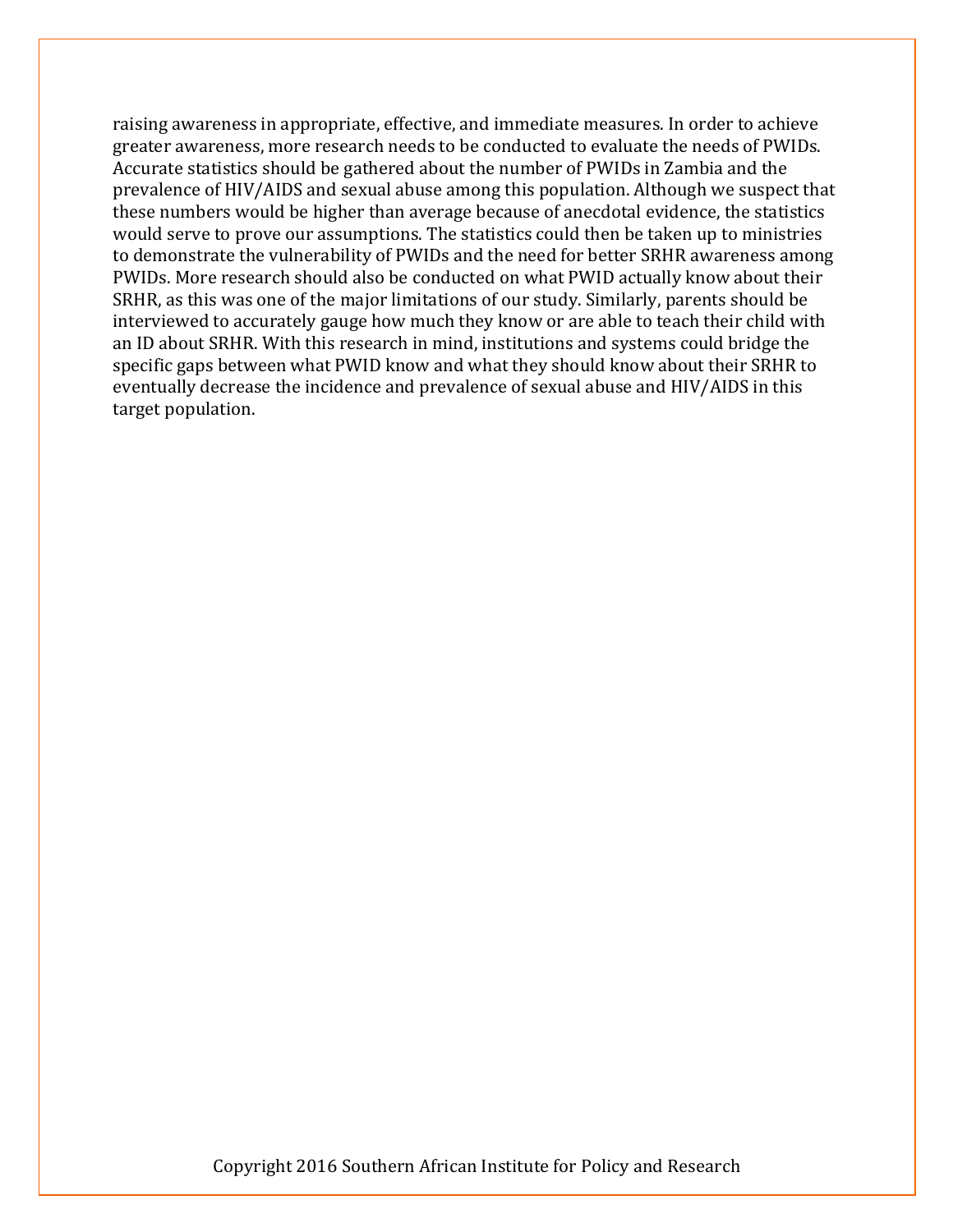raising awareness in appropriate, effective, and immediate measures. In order to achieve greater awareness, more research needs to be conducted to evaluate the needs of PWIDs. Accurate statistics should be gathered about the number of PWIDs in Zambia and the prevalence of HIV/AIDS and sexual abuse among this population. Although we suspect that these numbers would be higher than average because of anecdotal evidence, the statistics would serve to prove our assumptions. The statistics could then be taken up to ministries to demonstrate the vulnerability of PWIDs and the need for better SRHR awareness among PWIDs. More research should also be conducted on what PWID actually know about their SRHR, as this was one of the major limitations of our study. Similarly, parents should be interviewed to accurately gauge how much they know or are able to teach their child with an ID about SRHR. With this research in mind, institutions and systems could bridge the specific gaps between what PWID know and what they should know about their SRHR to eventually decrease the incidence and prevalence of sexual abuse and HIV/AIDS in this target population.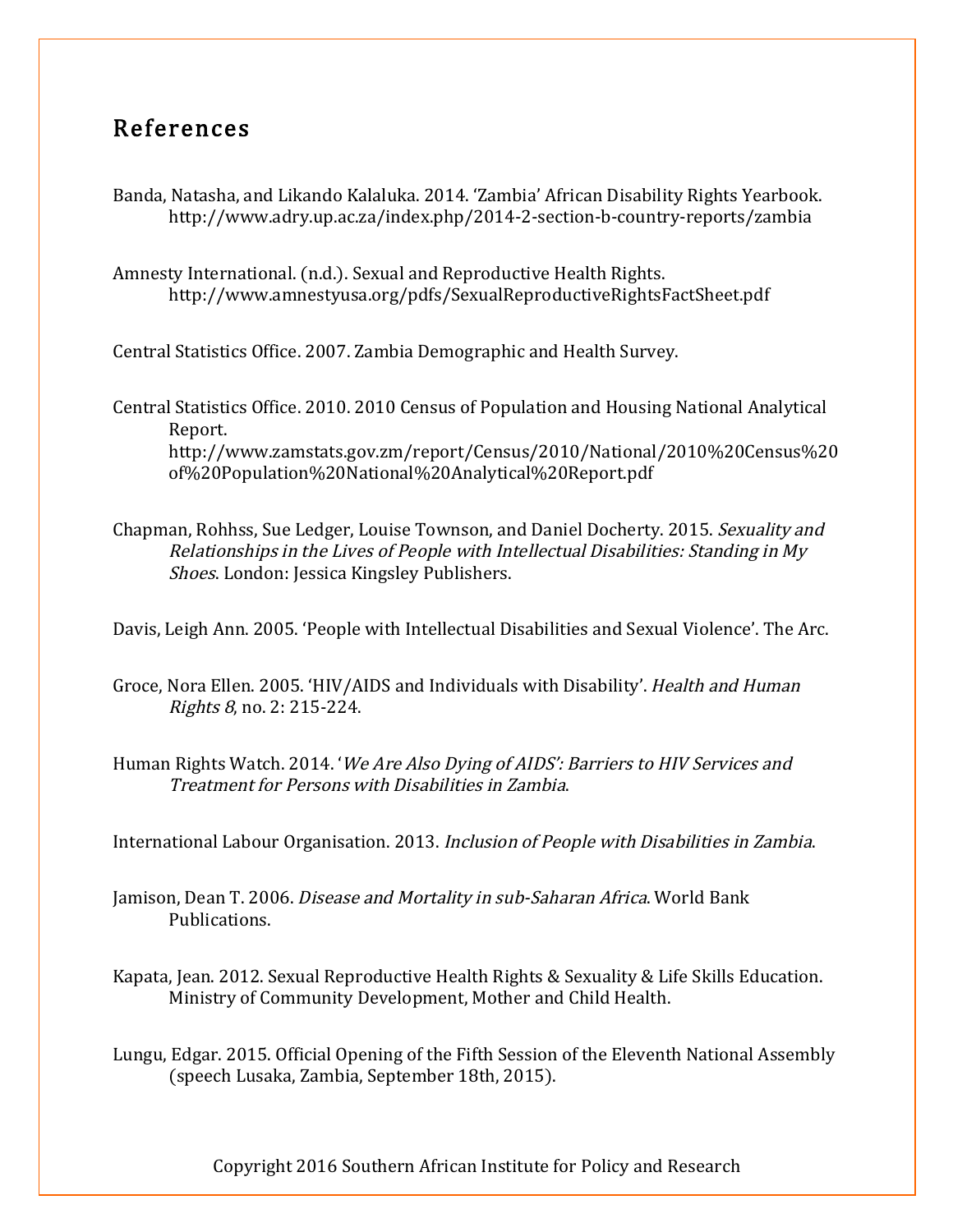## References

Banda, Natasha, and Likando Kalaluka. 2014. 'Zambia' African Disability Rights Yearbook. http://www.adry.up.ac.za/index.php/2014-2-section-b-country-reports/zambia

Amnesty International. (n.d.). Sexual and Reproductive Health Rights. http://www.amnestyusa.org/pdfs/SexualReproductiveRightsFactSheet.pdf

Central Statistics Office. 2007. Zambia Demographic and Health Survey.

Central Statistics Office. 2010. 2010 Census of Population and Housing National Analytical Report. http://www.zamstats.gov.zm/report/Census/2010/National/2010%20Census%20of%20Population%20National%20Analytical%20Report.pdf

Chapman, Rohhss, Sue Ledger, Louise Townson, and Daniel Docherty. 2015. *Sexuality and Relationships in the Lives of People with Intellectual Disabilities: Standing in My Shoes*. London: Jessica Kingsley Publishers.

Davis, Leigh Ann. 2005. 'People with Intellectual Disabilities and Sexual Violence'. The Arc.

Groce, Nora Ellen. 2005. 'HIV/AIDS and Individuals with Disability'. *Health and Human Rights 8*, no. 2: 215-224.

Human Rights Watch. 2014. '*We Are Also Dying of AIDS': Barriers to HIV Services and Treatment for Persons with Disabilities in Zambia*.

International Labour Organisation. 2013. *Inclusion of People with Disabilities in Zambia*.

Jamison, Dean T. 2006. *Disease and Mortality in sub-Saharan Africa*. World Bank Publications.

Kapata, Jean. 2012. Sexual Reproductive Health Rights & Sexuality & Life Skills Education. Ministry of Community Development, Mother and Child Health.

Lungu, Edgar. 2015. Official Opening of the Fifth Session of the Eleventh National Assembly (speech Lusaka, Zambia, September 18th, 2015).

Copyright 2016 Southern African Institute for Policy and Research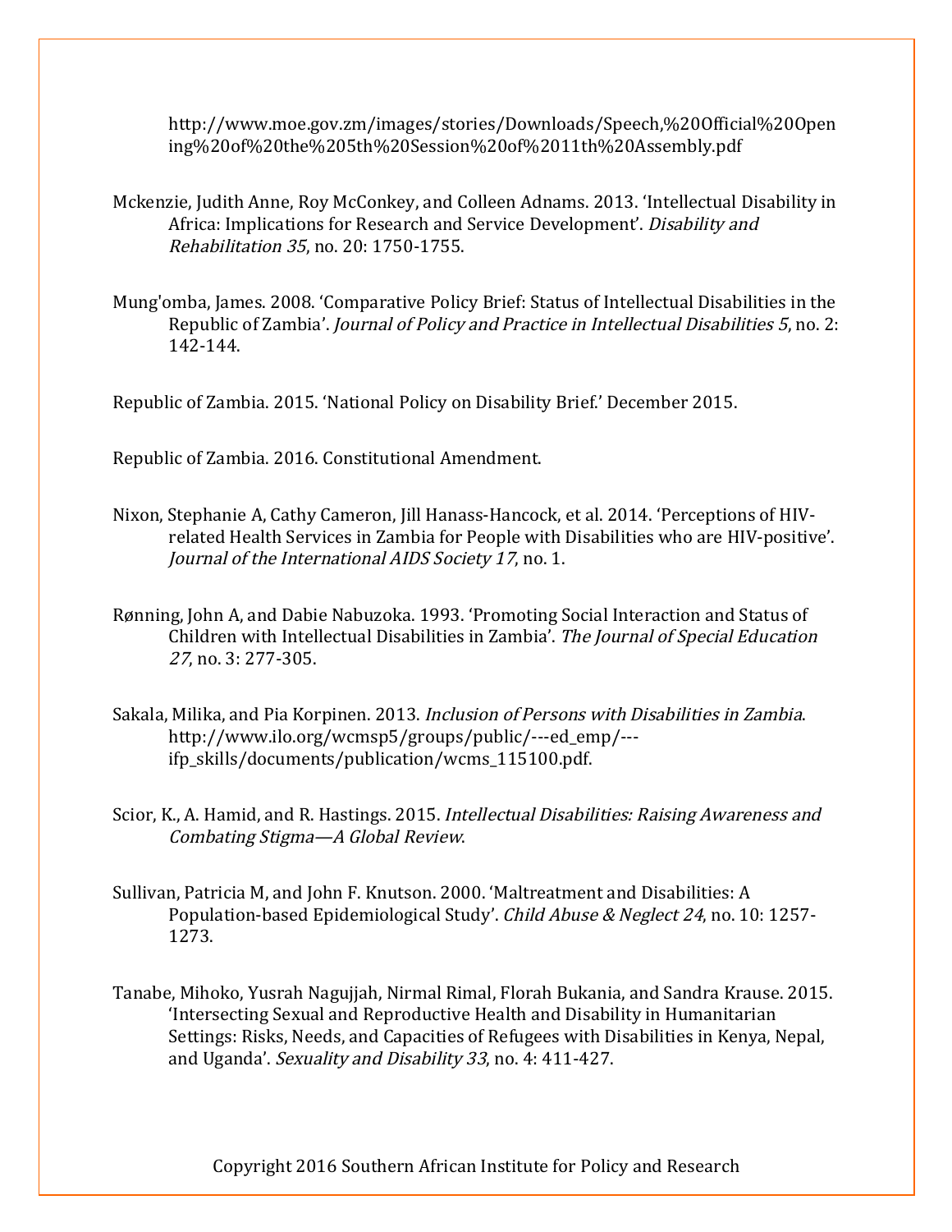http://www.moe.gov.zm/images/stories/Downloads/Speech,%20Official%20Opening%20of%20the%205th%20Session%20of%2011th%20Assembly.pdf

Mckenzie, Judith Anne, Roy McConkey, and Colleen Adnams. 2013. 'Intellectual Disability in Africa: Implications for Research and Service Development'. *Disability and Rehabilitation 35*, no. 20: 1750-1755.

Mung'omba, James. 2008. 'Comparative Policy Brief: Status of Intellectual Disabilities in the Republic of Zambia'. *Journal of Policy and Practice in Intellectual Disabilities 5*, no. 2: 142-144.

Republic of Zambia. 2015. 'National Policy on Disability Brief.' December 2015.

Republic of Zambia. 2016. Constitutional Amendment.

Nixon, Stephanie A, Cathy Cameron, Jill Hanass-Hancock, et al. 2014. 'Perceptions of HIV-related Health Services in Zambia for People with Disabilities who are HIV-positive'. *Journal of the International AIDS Society 17*, no. 1.

Rønning, John A, and Dabie Nabuzoka. 1993. 'Promoting Social Interaction and Status of Children with Intellectual Disabilities in Zambia'. *The Journal of Special Education 27*, no. 3: 277-305.

Sakala, Milika, and Pia Korpinen. 2013. *Inclusion of Persons with Disabilities in Zambia*. http://www.ilo.org/wcmsp5/groups/public/---ed_emp/---ifp_skills/documents/publication/wcms_115100.pdf.

Scior, K., A. Hamid, and R. Hastings. 2015. *Intellectual Disabilities: Raising Awareness and Combating Stigma—A Global Review*.

Sullivan, Patricia M, and John F. Knutson. 2000. 'Maltreatment and Disabilities: A Population-based Epidemiological Study'. *Child Abuse & Neglect 24*, no. 10: 1257-1273.

Tanabe, Mihoko, Yusrah Nagujjah, Nirmal Rimal, Florah Bukania, and Sandra Krause. 2015. 'Intersecting Sexual and Reproductive Health and Disability in Humanitarian Settings: Risks, Needs, and Capacities of Refugees with Disabilities in Kenya, Nepal, and Uganda'. *Sexuality and Disability 33*, no. 4: 411-427.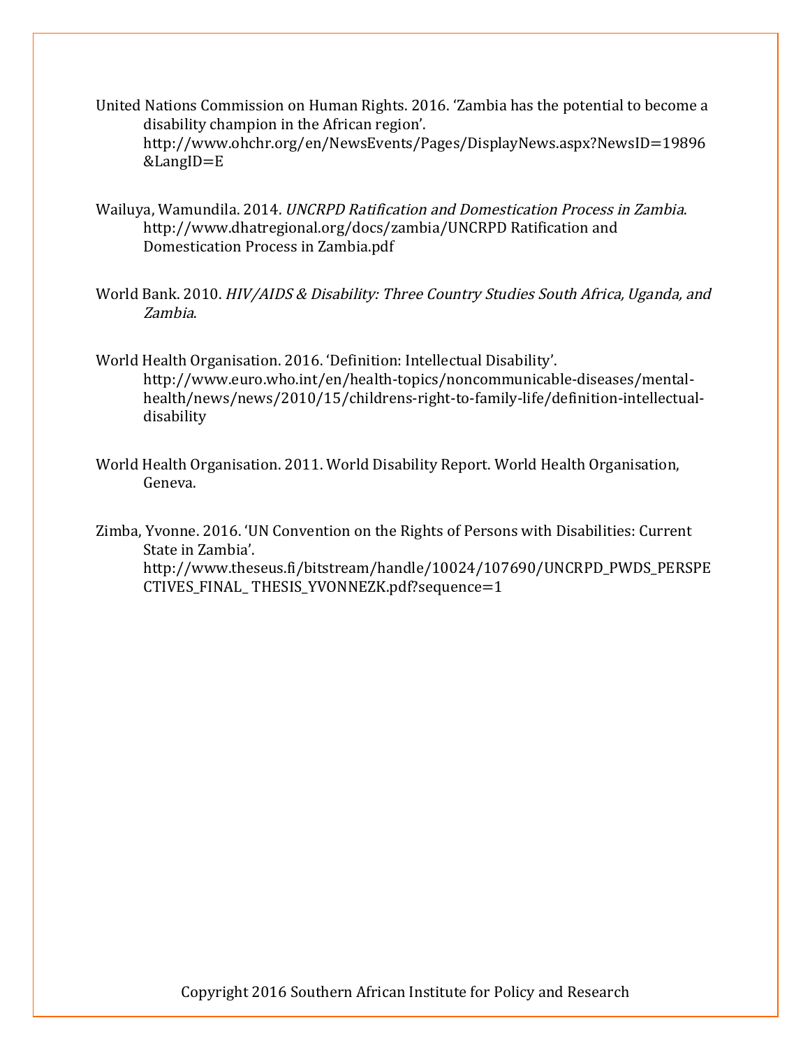United Nations Commission on Human Rights. 2016. 'Zambia has the potential to become a disability champion in the African region'. http://www.ohchr.org/en/NewsEvents/Pages/DisplayNews.aspx?NewsID=19896&LangID=E

Wailuya, Wamundila. 2014. *UNCRPD Ratification and Domestication Process in Zambia*. http://www.dhatregional.org/docs/zambia/UNCRPD Ratification and Domestication Process in Zambia.pdf

World Bank. 2010. *HIV/AIDS & Disability: Three Country Studies South Africa, Uganda, and Zambia*.

World Health Organisation. 2016. 'Definition: Intellectual Disability'. http://www.euro.who.int/en/health-topics/noncommunicable-diseases/mental-health/news/news/2010/15/childrens-right-to-family-life/definition-intellectual-disability

World Health Organisation. 2011. World Disability Report. World Health Organisation, Geneva.

Zimba, Yvonne. 2016. 'UN Convention on the Rights of Persons with Disabilities: Current State in Zambia'. http://www.theseus.fi/bitstream/handle/10024/107690/UNCRPD_PWDS_PERSPECTIVES_FINAL_ THESIS_YVONNEZK.pdf?sequence=1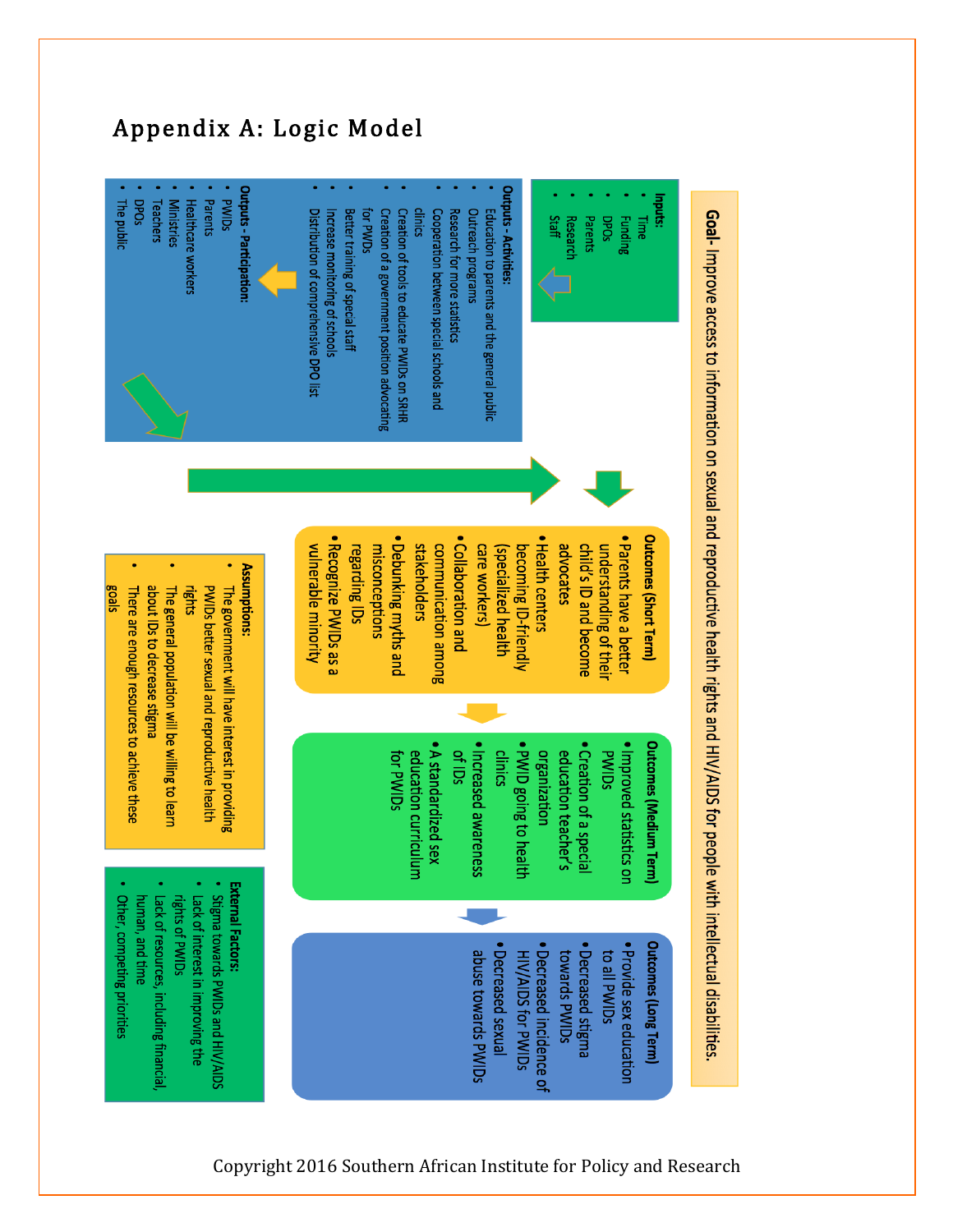# Appendix A: Logic Model

**Goal-** Improve access to information on sexual and reproductive health rights and HIV/AIDS for people with intellectual disabilities.

**Inputs:**

- Time
- Funding
- DPOs
- Parents
- Research
- Staff

**Outputs - Activities:**

- Education to parents and the general public
- Outreach programs
- Research for more statistics
- Cooperation between special schools and clinics
- Creation of tools to educate PWIDs on SRHR
- Creation of a government position advocating for PWIDs
- Better training of special staff
- Increase monitoring of schools
- Distribution of comprehensive DPO list

**Outputs - Participation:**

- PWIDs
- Parents
- Healthcare workers
- Ministries
- Teachers
- DPOs
- The public

**Outcomes (Short Term)**

- Parents have a better understanding of their child's ID and become advocates
- Health centers becoming ID-friendly (specialized health care workers)
- Collaboration and communication among stakeholders
- Debunking myths and misconceptions regarding IDs
- Recognize PWIDs as a vulnerable minority

**Outcomes (Medium Term)**

- Improved statistics on PWIDs
- Creation of a special education teacher's organization
- PWID going to health clinics
- Increased awareness of IDs
- A standardized sex education curriculum for PWIDs

**Outcomes (Long Term)**

- Provide sex education to all PWIDs
- Decreased stigma towards PWIDs
- Decreased incidence of HIV/AIDS for PWIDs
- Decreased sexual abuse towards PWIDs

**Assumptions:**

- The government will have interest in providing PWIDs better sexual and reproductive health rights
- The general population will be willing to learn about IDs to decrease stigma
- There are enough resources to achieve these goals

**External Factors:**

- Stigma towards PWIDs and HIV/AIDS
- Lack of interest in improving the rights of PWIDs
- Lack of resources, including financial, human, and time
- Other, competing priorities

Copyright 2016 Southern African Institute for Policy and Research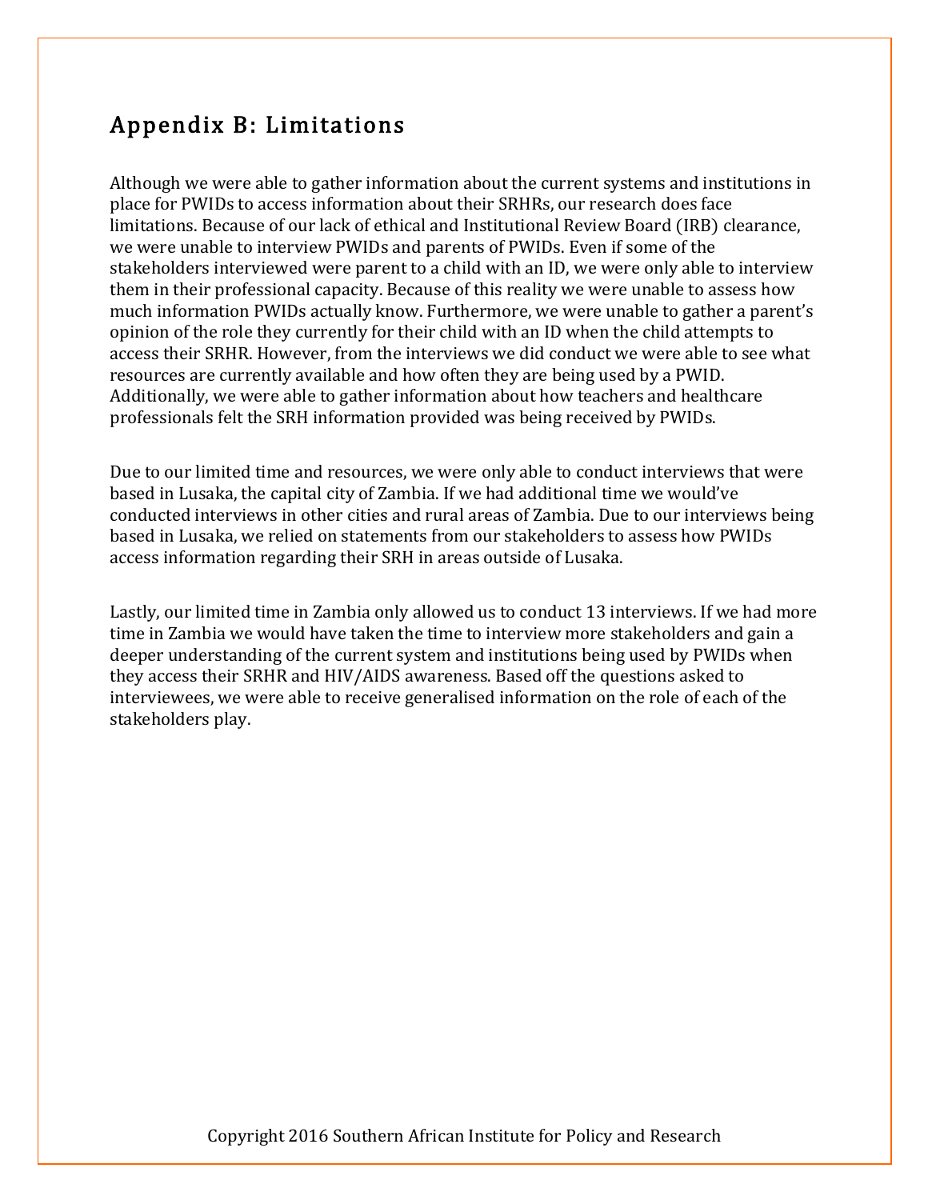## Appendix B: Limitations

Although we were able to gather information about the current systems and institutions in place for PWIDs to access information about their SRHRs, our research does face limitations. Because of our lack of ethical and Institutional Review Board (IRB) clearance, we were unable to interview PWIDs and parents of PWIDs. Even if some of the stakeholders interviewed were parent to a child with an ID, we were only able to interview them in their professional capacity. Because of this reality we were unable to assess how much information PWIDs actually know. Furthermore, we were unable to gather a parent's opinion of the role they currently for their child with an ID when the child attempts to access their SRHR. However, from the interviews we did conduct we were able to see what resources are currently available and how often they are being used by a PWID. Additionally, we were able to gather information about how teachers and healthcare professionals felt the SRH information provided was being received by PWIDs.

Due to our limited time and resources, we were only able to conduct interviews that were based in Lusaka, the capital city of Zambia. If we had additional time we would've conducted interviews in other cities and rural areas of Zambia. Due to our interviews being based in Lusaka, we relied on statements from our stakeholders to assess how PWIDs access information regarding their SRH in areas outside of Lusaka.

Lastly, our limited time in Zambia only allowed us to conduct 13 interviews. If we had more time in Zambia we would have taken the time to interview more stakeholders and gain a deeper understanding of the current system and institutions being used by PWIDs when they access their SRHR and HIV/AIDS awareness. Based off the questions asked to interviewees, we were able to receive generalised information on the role of each of the stakeholders play.